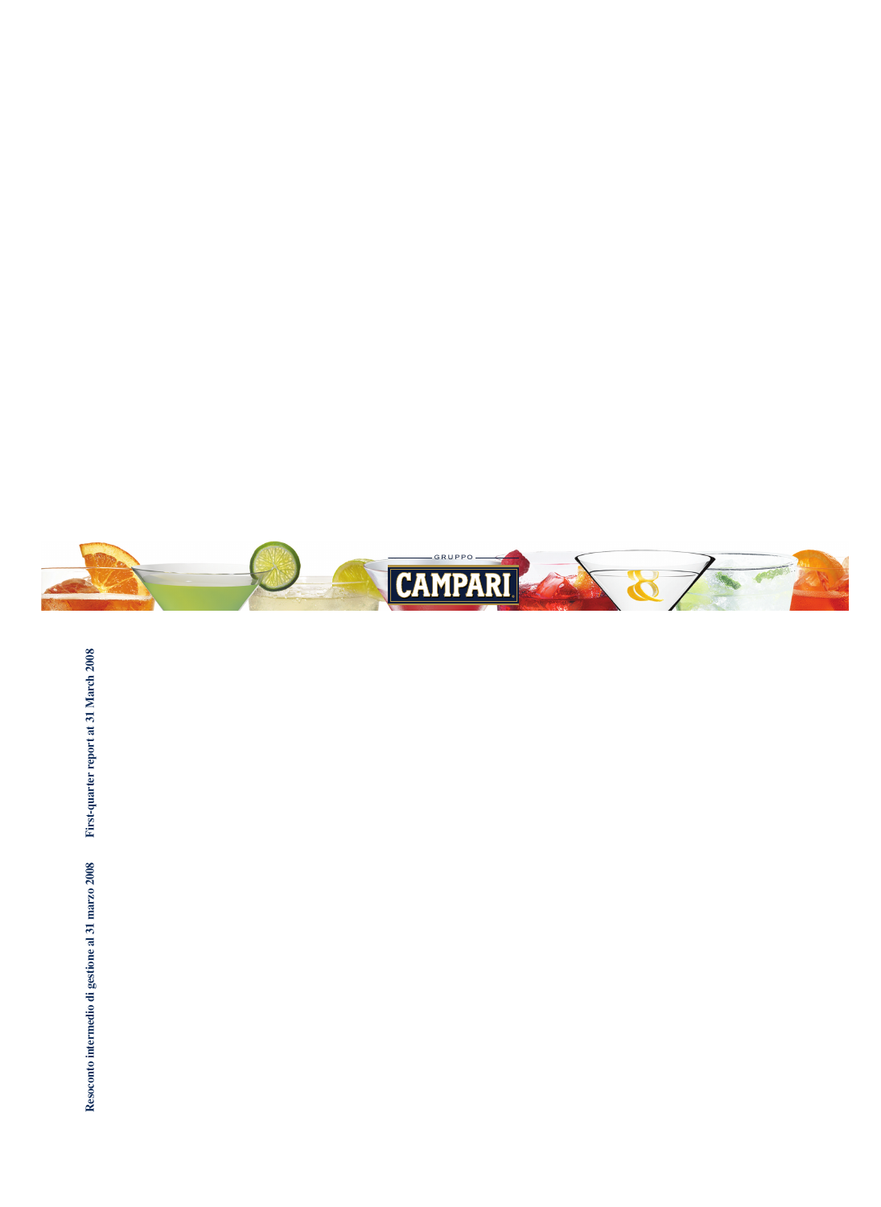GRUPPO CAMPARI

Resoconto intermedio di gestione al 31 marzo 2008

First-quarter report at 31 March 2008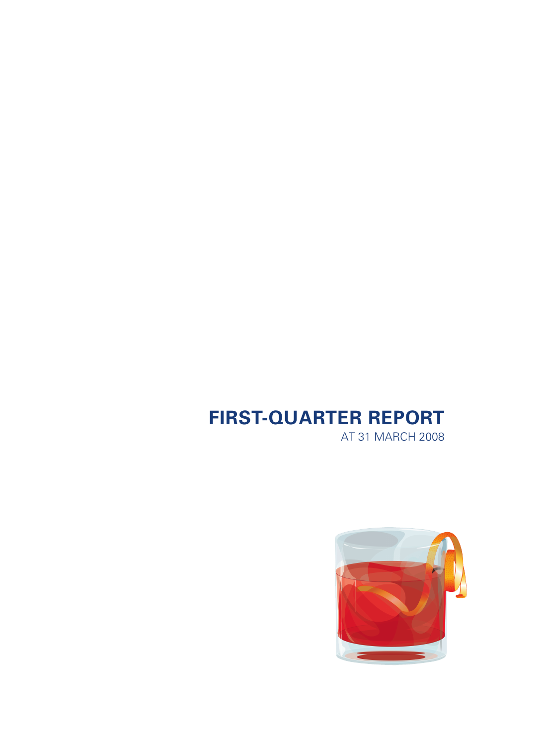# FIRST-QUARTER REPORT

AT 31 MARCH 2008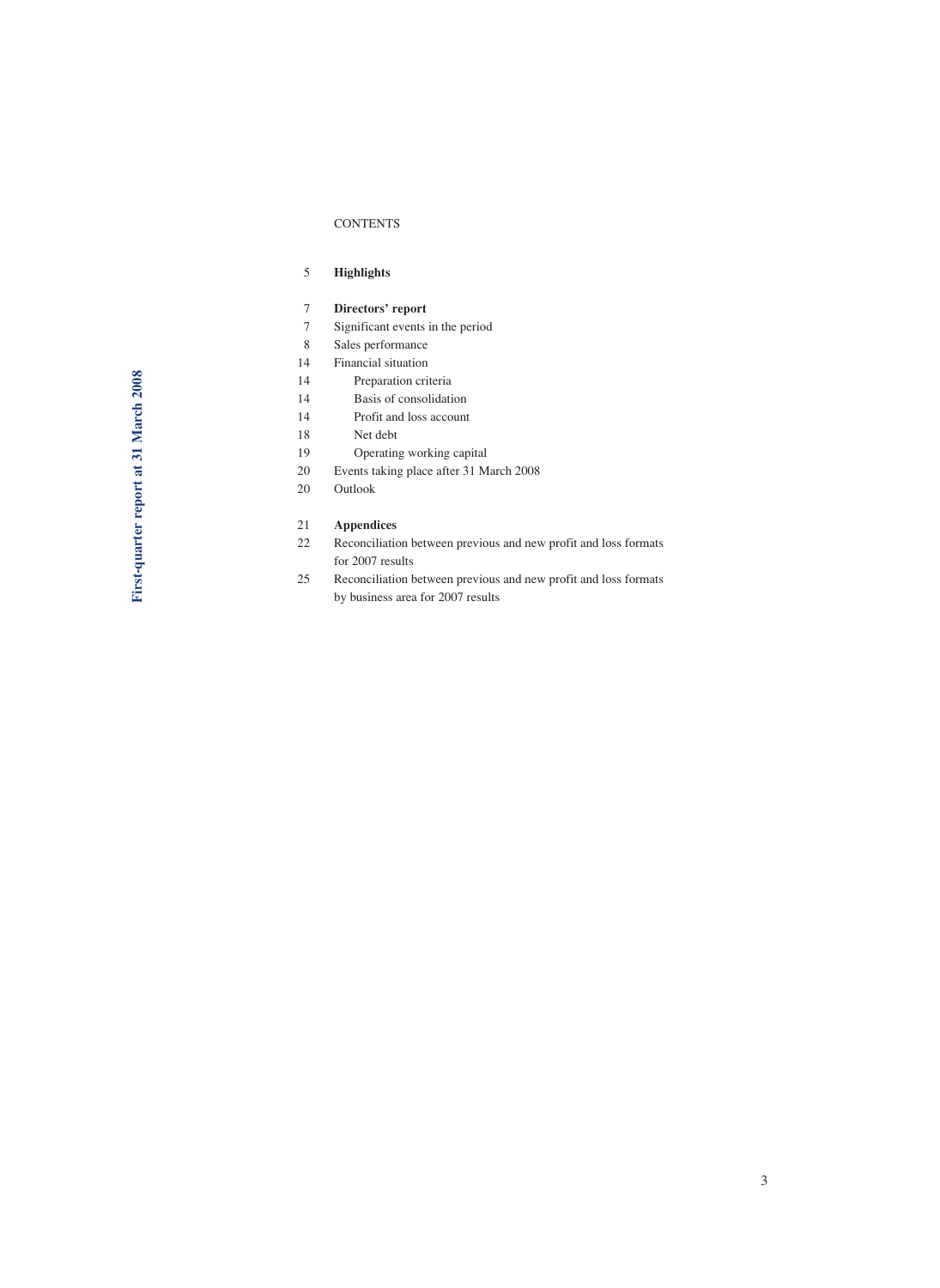CONTENTS

| | |
|---|---|
| 5 | **Highlights** |
| 7 | **Directors' report** |
| 7 | Significant events in the period |
| 8 | Sales performance |
| 14 | Financial situation |
| 14 | Preparation criteria |
| 14 | Basis of consolidation |
| 14 | Profit and loss account |
| 18 | Net debt |
| 19 | Operating working capital |
| 20 | Events taking place after 31 March 2008 |
| 20 | Outlook |
| 21 | **Appendices** |
| 22 | Reconciliation between previous and new profit and loss formats for 2007 results |
| 25 | Reconciliation between previous and new profit and loss formats by business area for 2007 results |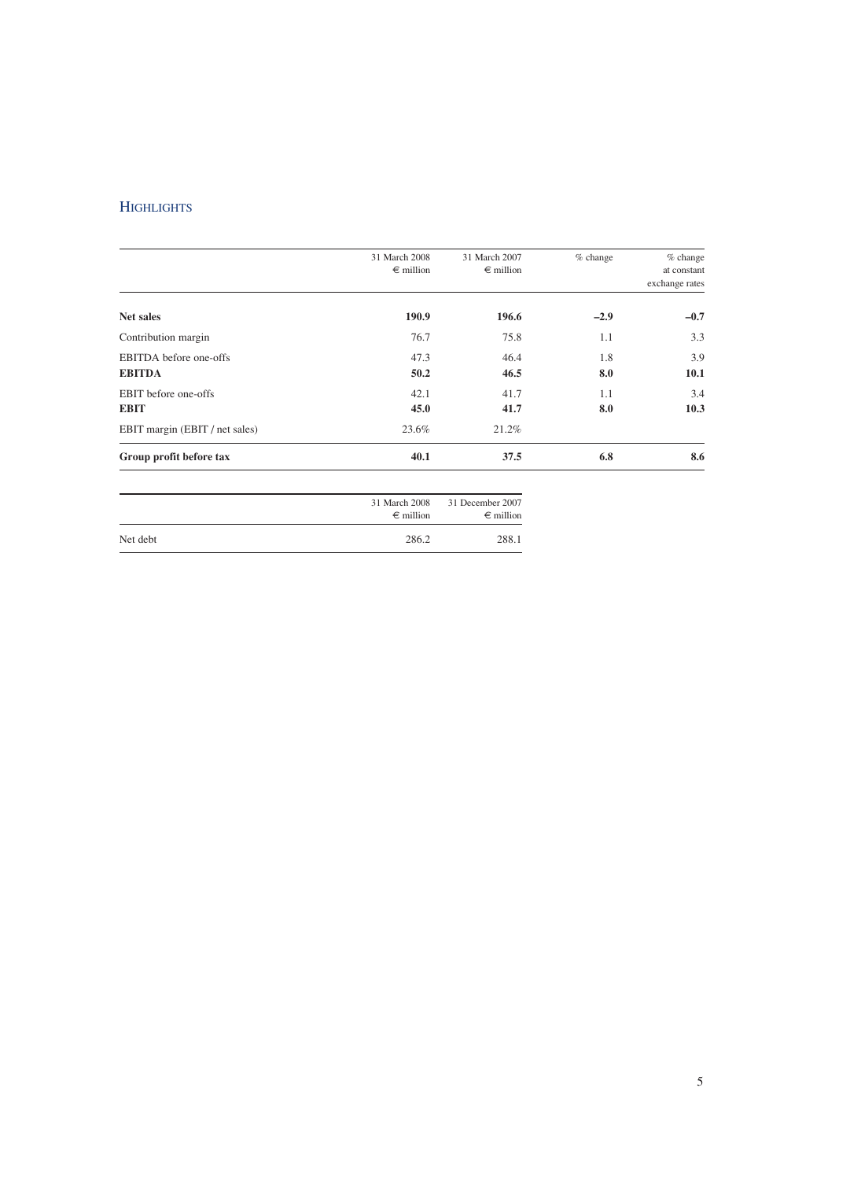## HIGHLIGHTS

| | 31 March 2008 € million | 31 March 2007 € million | % change | % change at constant exchange rates |
|---|---|---|---|---|
| **Net sales** | **190.9** | **196.6** | **–2.9** | **–0.7** |
| Contribution margin | 76.7 | 75.8 | 1.1 | 3.3 |
| EBITDA before one-offs | 47.3 | 46.4 | 1.8 | 3.9 |
| **EBITDA** | **50.2** | **46.5** | **8.0** | **10.1** |
| EBIT before one-offs | 42.1 | 41.7 | 1.1 | 3.4 |
| **EBIT** | **45.0** | **41.7** | **8.0** | **10.3** |
| EBIT margin (EBIT / net sales) | 23.6% | 21.2% | | |
| **Group profit before tax** | **40.1** | **37.5** | **6.8** | **8.6** |

| | 31 March 2008 € million | 31 December 2007 € million |
|---|---|---|
| Net debt | 286.2 | 288.1 |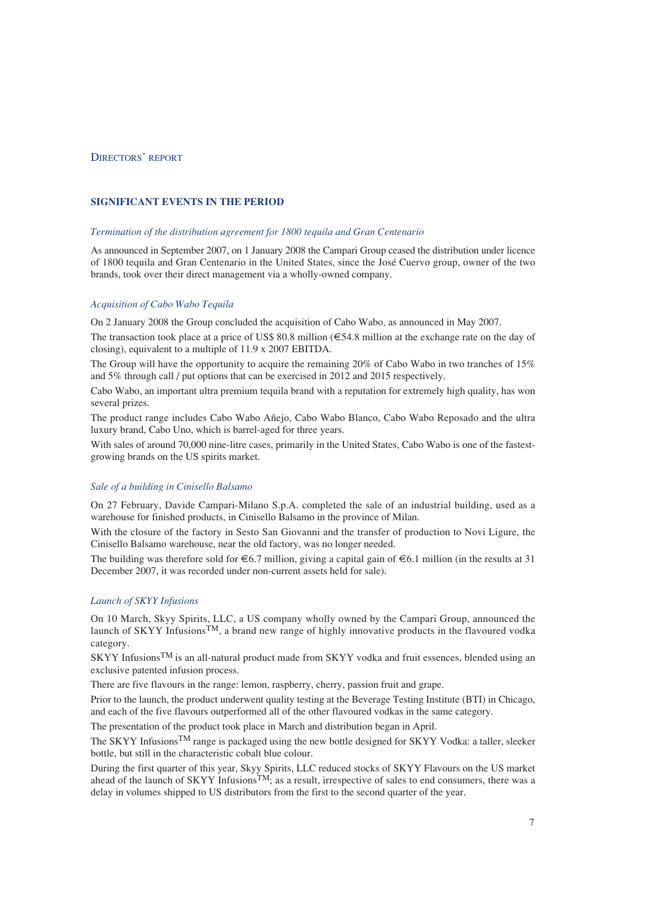Directors' report

## SIGNIFICANT EVENTS IN THE PERIOD

### *Termination of the distribution agreement for 1800 tequila and Gran Centenario*

As announced in September 2007, on 1 January 2008 the Campari Group ceased the distribution under licence of 1800 tequila and Gran Centenario in the United States, since the José Cuervo group, owner of the two brands, took over their direct management via a wholly-owned company.

### *Acquisition of Cabo Wabo Tequila*

On 2 January 2008 the Group concluded the acquisition of Cabo Wabo, as announced in May 2007.

The transaction took place at a price of US$ 80.8 million (€54.8 million at the exchange rate on the day of closing), equivalent to a multiple of 11.9 x 2007 EBITDA.

The Group will have the opportunity to acquire the remaining 20% of Cabo Wabo in two tranches of 15% and 5% through call / put options that can be exercised in 2012 and 2015 respectively.

Cabo Wabo, an important ultra premium tequila brand with a reputation for extremely high quality, has won several prizes.

The product range includes Cabo Wabo Añejo, Cabo Wabo Blanco, Cabo Wabo Reposado and the ultra luxury brand, Cabo Uno, which is barrel-aged for three years.

With sales of around 70,000 nine-litre cases, primarily in the United States, Cabo Wabo is one of the fastest-growing brands on the US spirits market.

### *Sale of a building in Cinisello Balsamo*

On 27 February, Davide Campari-Milano S.p.A. completed the sale of an industrial building, used as a warehouse for finished products, in Cinisello Balsamo in the province of Milan.

With the closure of the factory in Sesto San Giovanni and the transfer of production to Novi Ligure, the Cinisello Balsamo warehouse, near the old factory, was no longer needed.

The building was therefore sold for €6.7 million, giving a capital gain of €6.1 million (in the results at 31 December 2007, it was recorded under non-current assets held for sale).

### *Launch of SKYY Infusions*

On 10 March, Skyy Spirits, LLC, a US company wholly owned by the Campari Group, announced the launch of SKYY Infusions™, a brand new range of highly innovative products in the flavoured vodka category.

SKYY Infusions™ is an all-natural product made from SKYY vodka and fruit essences, blended using an exclusive patented infusion process.

There are five flavours in the range: lemon, raspberry, cherry, passion fruit and grape.

Prior to the launch, the product underwent quality testing at the Beverage Testing Institute (BTI) in Chicago, and each of the five flavours outperformed all of the other flavoured vodkas in the same category.

The presentation of the product took place in March and distribution began in April.

The SKYY Infusions™ range is packaged using the new bottle designed for SKYY Vodka: a taller, sleeker bottle, but still in the characteristic cobalt blue colour.

During the first quarter of this year, Skyy Spirits, LLC reduced stocks of SKYY Flavours on the US market ahead of the launch of SKYY Infusions™; as a result, irrespective of sales to end consumers, there was a delay in volumes shipped to US distributors from the first to the second quarter of the year.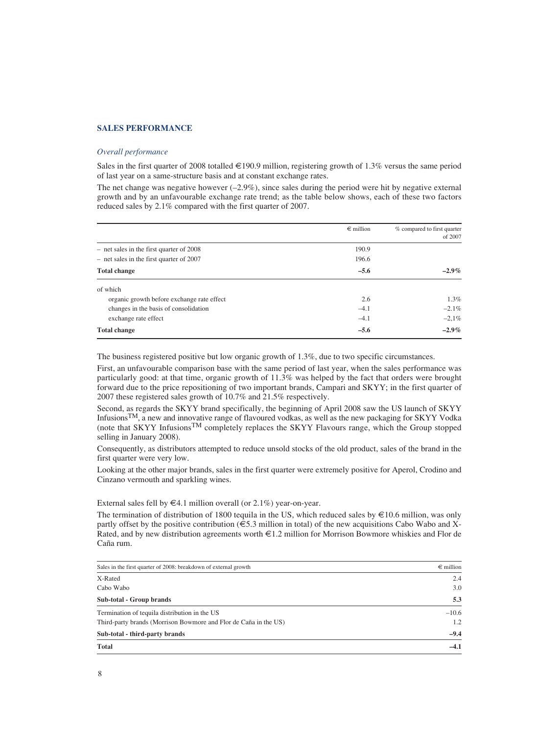## SALES PERFORMANCE

### *Overall performance*

Sales in the first quarter of 2008 totalled €190.9 million, registering growth of 1.3% versus the same period of last year on a same-structure basis and at constant exchange rates.

The net change was negative however (–2.9%), since sales during the period were hit by negative external growth and by an unfavourable exchange rate trend; as the table below shows, each of these two factors reduced sales by 2.1% compared with the first quarter of 2007.

| | € million | % compared to first quarter of 2007 |
|---|---|---|
| – net sales in the first quarter of 2008 | 190.9 | |
| – net sales in the first quarter of 2007 | 196.6 | |
| **Total change** | **–5.6** | **–2.9%** |
| of which | | |
| organic growth before exchange rate effect | 2.6 | 1.3% |
| changes in the basis of consolidation | –4.1 | –2.1% |
| exchange rate effect | –4.1 | –2,1% |
| **Total change** | **–5.6** | **–2.9%** |

The business registered positive but low organic growth of 1.3%, due to two specific circumstances.

First, an unfavourable comparison base with the same period of last year, when the sales performance was particularly good: at that time, organic growth of 11.3% was helped by the fact that orders were brought forward due to the price repositioning of two important brands, Campari and SKYY; in the first quarter of 2007 these registered sales growth of 10.7% and 21.5% respectively.

Second, as regards the SKYY brand specifically, the beginning of April 2008 saw the US launch of SKYY Infusions™, a new and innovative range of flavoured vodkas, as well as the new packaging for SKYY Vodka (note that SKYY Infusions™ completely replaces the SKYY Flavours range, which the Group stopped selling in January 2008).

Consequently, as distributors attempted to reduce unsold stocks of the old product, sales of the brand in the first quarter were very low.

Looking at the other major brands, sales in the first quarter were extremely positive for Aperol, Crodino and Cinzano vermouth and sparkling wines.

External sales fell by €4.1 million overall (or 2.1%) year-on-year.

The termination of distribution of 1800 tequila in the US, which reduced sales by €10.6 million, was only partly offset by the positive contribution (€5.3 million in total) of the new acquisitions Cabo Wabo and X-Rated, and by new distribution agreements worth €1.2 million for Morrison Bowmore whiskies and Flor de Caña rum.

| Sales in the first quarter of 2008: breakdown of external growth | € million |
|---|---|
| X-Rated | 2.4 |
| Cabo Wabo | 3.0 |
| **Sub-total - Group brands** | **5.3** |
| Termination of tequila distribution in the US | –10.6 |
| Third-party brands (Morrison Bowmore and Flor de Caña in the US) | 1.2 |
| **Sub-total - third-party brands** | **–9.4** |
| **Total** | **–4.1** |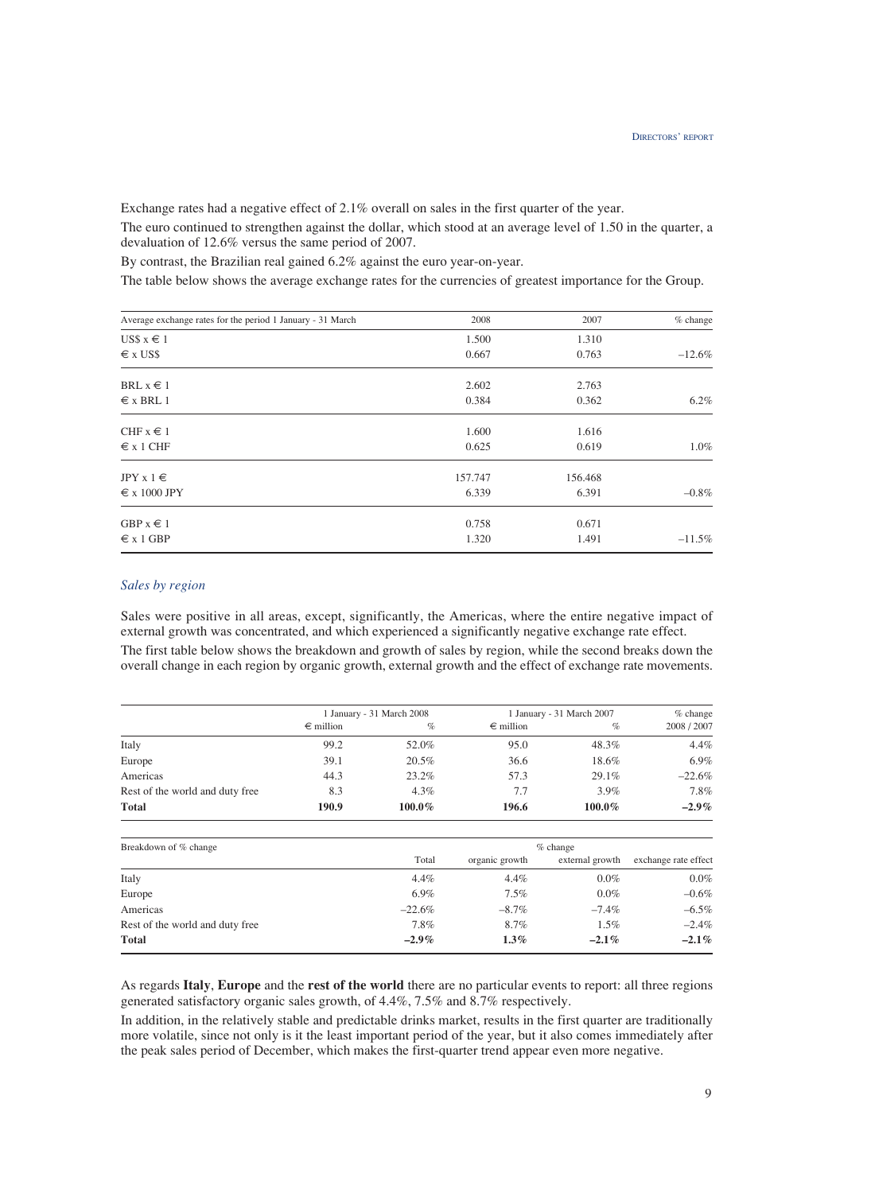Exchange rates had a negative effect of 2.1% overall on sales in the first quarter of the year.

The euro continued to strengthen against the dollar, which stood at an average level of 1.50 in the quarter, a devaluation of 12.6% versus the same period of 2007.

By contrast, the Brazilian real gained 6.2% against the euro year-on-year.

The table below shows the average exchange rates for the currencies of greatest importance for the Group.

| Average exchange rates for the period 1 January - 31 March | 2008 | 2007 | % change |
|---|---|---|---|
| US$ x € 1 | 1.500 | 1.310 | |
| € x US$ | 0.667 | 0.763 | –12.6% |
| BRL x € 1 | 2.602 | 2.763 | |
| € x BRL 1 | 0.384 | 0.362 | 6.2% |
| CHF x € 1 | 1.600 | 1.616 | |
| € x 1 CHF | 0.625 | 0.619 | 1.0% |
| JPY x 1 € | 157.747 | 156.468 | |
| € x 1000 JPY | 6.339 | 6.391 | –0.8% |
| GBP x € 1 | 0.758 | 0.671 | |
| € x 1 GBP | 1.320 | 1.491 | –11.5% |

### *Sales by region*

Sales were positive in all areas, except, significantly, the Americas, where the entire negative impact of external growth was concentrated, and which experienced a significantly negative exchange rate effect.

The first table below shows the breakdown and growth of sales by region, while the second breaks down the overall change in each region by organic growth, external growth and the effect of exchange rate movements.

| | 1 January - 31 March 2008 | | 1 January - 31 March 2007 | | % change |
|---|---|---|---|---|---|
| | € million | % | € million | % | 2008 / 2007 |
| Italy | 99.2 | 52.0% | 95.0 | 48.3% | 4.4% |
| Europe | 39.1 | 20.5% | 36.6 | 18.6% | 6.9% |
| Americas | 44.3 | 23.2% | 57.3 | 29.1% | –22.6% |
| Rest of the world and duty free | 8.3 | 4.3% | 7.7 | 3.9% | 7.8% |
| **Total** | **190.9** | **100.0%** | **196.6** | **100.0%** | **–2.9%** |

| Breakdown of % change | % change | | | |
|---|---|---|---|---|
| | Total | organic growth | external growth | exchange rate effect |
| Italy | 4.4% | 4.4% | 0.0% | 0.0% |
| Europe | 6.9% | 7.5% | 0.0% | –0.6% |
| Americas | –22.6% | –8.7% | –7.4% | –6.5% |
| Rest of the world and duty free | 7.8% | 8.7% | 1.5% | –2.4% |
| **Total** | **–2.9%** | **1.3%** | **–2.1%** | **–2.1%** |

As regards **Italy**, **Europe** and the **rest of the world** there are no particular events to report: all three regions generated satisfactory organic sales growth, of 4.4%, 7.5% and 8.7% respectively.

In addition, in the relatively stable and predictable drinks market, results in the first quarter are traditionally more volatile, since not only is it the least important period of the year, but it also comes immediately after the peak sales period of December, which makes the first-quarter trend appear even more negative.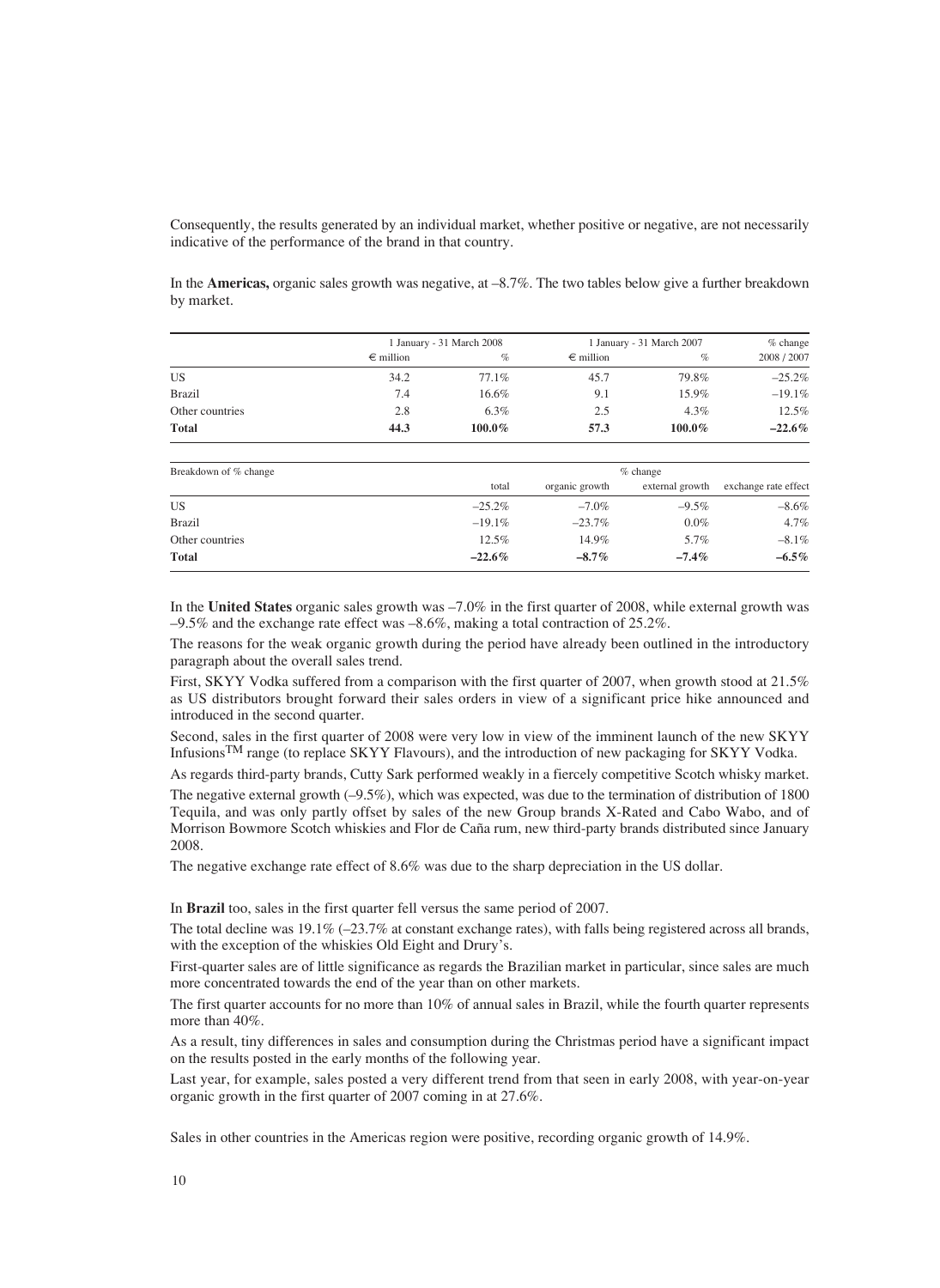Consequently, the results generated by an individual market, whether positive or negative, are not necessarily indicative of the performance of the brand in that country.

In the **Americas,** organic sales growth was negative, at –8.7%. The two tables below give a further breakdown by market.

| | 1 January - 31 March 2008 | | 1 January - 31 March 2007 | | % change |
|---|---|---|---|---|---|
| | € million | % | € million | % | 2008 / 2007 |
| US | 34.2 | 77.1% | 45.7 | 79.8% | –25.2% |
| Brazil | 7.4 | 16.6% | 9.1 | 15.9% | –19.1% |
| Other countries | 2.8 | 6.3% | 2.5 | 4.3% | 12.5% |
| **Total** | **44.3** | **100.0%** | **57.3** | **100.0%** | **–22.6%** |

| Breakdown of % change | % change | | | |
|---|---|---|---|---|
| | total | organic growth | external growth | exchange rate effect |
| US | –25.2% | –7.0% | –9.5% | –8.6% |
| Brazil | –19.1% | –23.7% | 0.0% | 4.7% |
| Other countries | 12.5% | 14.9% | 5.7% | –8.1% |
| **Total** | **–22.6%** | **–8.7%** | **–7.4%** | **–6.5%** |

In the **United States** organic sales growth was –7.0% in the first quarter of 2008, while external growth was –9.5% and the exchange rate effect was –8.6%, making a total contraction of 25.2%.

The reasons for the weak organic growth during the period have already been outlined in the introductory paragraph about the overall sales trend.

First, SKYY Vodka suffered from a comparison with the first quarter of 2007, when growth stood at 21.5% as US distributors brought forward their sales orders in view of a significant price hike announced and introduced in the second quarter.

Second, sales in the first quarter of 2008 were very low in view of the imminent launch of the new SKYY Infusions™ range (to replace SKYY Flavours), and the introduction of new packaging for SKYY Vodka.

As regards third-party brands, Cutty Sark performed weakly in a fiercely competitive Scotch whisky market.

The negative external growth (–9.5%), which was expected, was due to the termination of distribution of 1800 Tequila, and was only partly offset by sales of the new Group brands X-Rated and Cabo Wabo, and of Morrison Bowmore Scotch whiskies and Flor de Caña rum, new third-party brands distributed since January 2008.

The negative exchange rate effect of 8.6% was due to the sharp depreciation in the US dollar.

In **Brazil** too, sales in the first quarter fell versus the same period of 2007.

The total decline was 19.1% (–23.7% at constant exchange rates), with falls being registered across all brands, with the exception of the whiskies Old Eight and Drury's.

First-quarter sales are of little significance as regards the Brazilian market in particular, since sales are much more concentrated towards the end of the year than on other markets.

The first quarter accounts for no more than 10% of annual sales in Brazil, while the fourth quarter represents more than 40%.

As a result, tiny differences in sales and consumption during the Christmas period have a significant impact on the results posted in the early months of the following year.

Last year, for example, sales posted a very different trend from that seen in early 2008, with year-on-year organic growth in the first quarter of 2007 coming in at 27.6%.

Sales in other countries in the Americas region were positive, recording organic growth of 14.9%.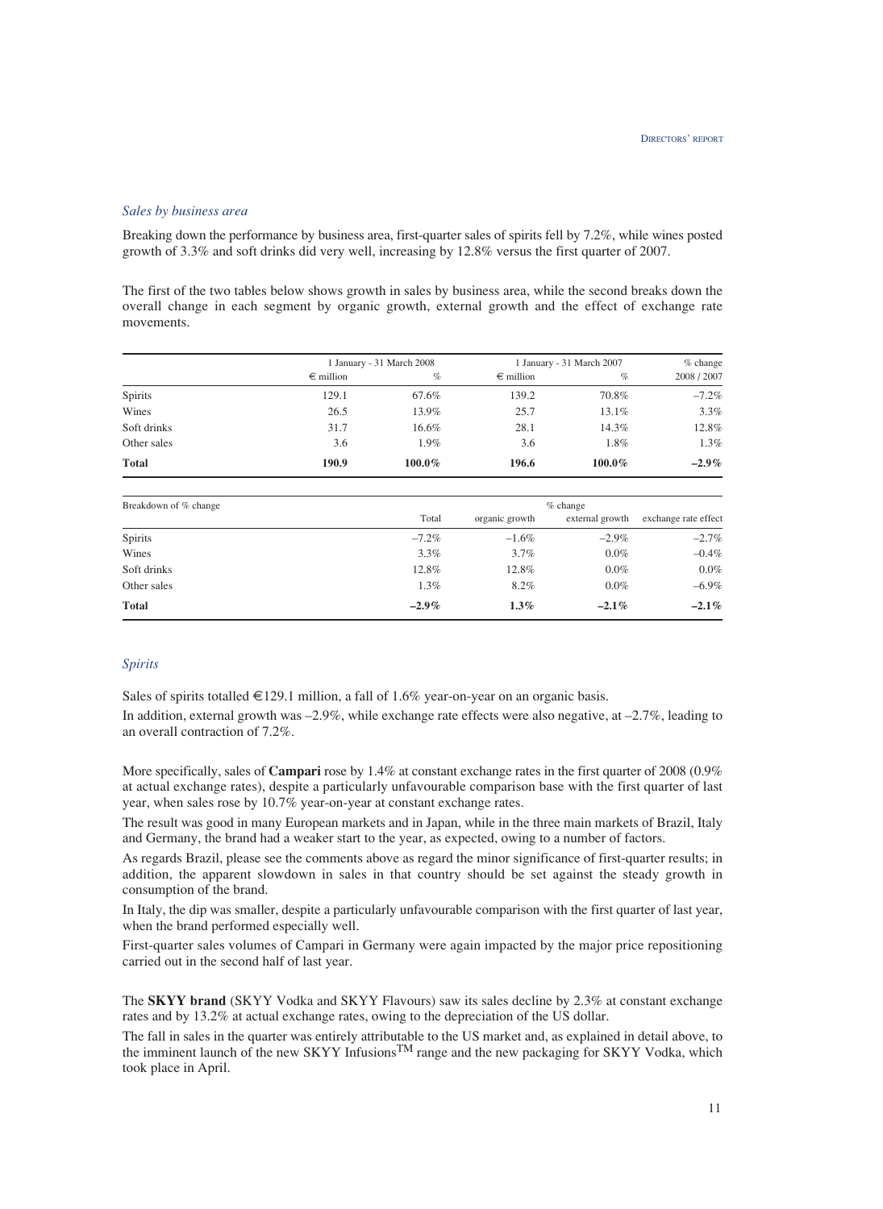*Sales by business area*

Breaking down the performance by business area, first-quarter sales of spirits fell by 7.2%, while wines posted growth of 3.3% and soft drinks did very well, increasing by 12.8% versus the first quarter of 2007.

The first of the two tables below shows growth in sales by business area, while the second breaks down the overall change in each segment by organic growth, external growth and the effect of exchange rate movements.

| | 1 January - 31 March 2008 | | 1 January - 31 March 2007 | | % change |
|---|---|---|---|---|---|
| | € million | % | € million | % | 2008 / 2007 |
| Spirits | 129.1 | 67.6% | 139.2 | 70.8% | –7.2% |
| Wines | 26.5 | 13.9% | 25.7 | 13.1% | 3.3% |
| Soft drinks | 31.7 | 16.6% | 28.1 | 14.3% | 12.8% |
| Other sales | 3.6 | 1.9% | 3.6 | 1.8% | 1.3% |
| **Total** | **190.9** | **100.0%** | **196.6** | **100.0%** | **–2.9%** |

| Breakdown of % change | % change | | | |
|---|---|---|---|---|
| | Total | organic growth | external growth | exchange rate effect |
| Spirits | –7.2% | –1.6% | –2.9% | –2.7% |
| Wines | 3.3% | 3.7% | 0.0% | –0.4% |
| Soft drinks | 12.8% | 12.8% | 0.0% | 0.0% |
| Other sales | 1.3% | 8.2% | 0.0% | –6.9% |
| **Total** | **–2.9%** | **1.3%** | **–2.1%** | **–2.1%** |

*Spirits*

Sales of spirits totalled €129.1 million, a fall of 1.6% year-on-year on an organic basis.

In addition, external growth was –2.9%, while exchange rate effects were also negative, at –2.7%, leading to an overall contraction of 7.2%.

More specifically, sales of **Campari** rose by 1.4% at constant exchange rates in the first quarter of 2008 (0.9% at actual exchange rates), despite a particularly unfavourable comparison base with the first quarter of last year, when sales rose by 10.7% year-on-year at constant exchange rates.

The result was good in many European markets and in Japan, while in the three main markets of Brazil, Italy and Germany, the brand had a weaker start to the year, as expected, owing to a number of factors.

As regards Brazil, please see the comments above as regard the minor significance of first-quarter results; in addition, the apparent slowdown in sales in that country should be set against the steady growth in consumption of the brand.

In Italy, the dip was smaller, despite a particularly unfavourable comparison with the first quarter of last year, when the brand performed especially well.

First-quarter sales volumes of Campari in Germany were again impacted by the major price repositioning carried out in the second half of last year.

The **SKYY brand** (SKYY Vodka and SKYY Flavours) saw its sales decline by 2.3% at constant exchange rates and by 13.2% at actual exchange rates, owing to the depreciation of the US dollar.

The fall in sales in the quarter was entirely attributable to the US market and, as explained in detail above, to the imminent launch of the new SKYY Infusions™ range and the new packaging for SKYY Vodka, which took place in April.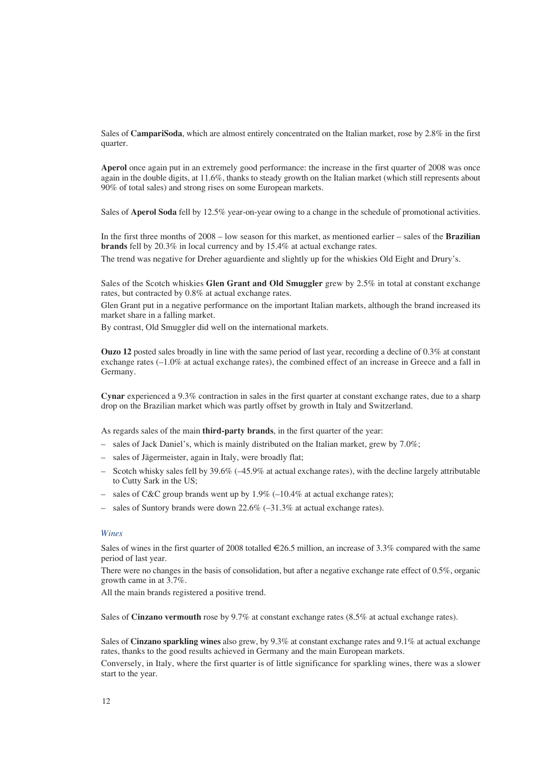Sales of **CampariSoda**, which are almost entirely concentrated on the Italian market, rose by 2.8% in the first quarter.

**Aperol** once again put in an extremely good performance: the increase in the first quarter of 2008 was once again in the double digits, at 11.6%, thanks to steady growth on the Italian market (which still represents about 90% of total sales) and strong rises on some European markets.

Sales of **Aperol Soda** fell by 12.5% year-on-year owing to a change in the schedule of promotional activities.

In the first three months of 2008 – low season for this market, as mentioned earlier – sales of the **Brazilian brands** fell by 20.3% in local currency and by 15.4% at actual exchange rates.

The trend was negative for Dreher aguardiente and slightly up for the whiskies Old Eight and Drury's.

Sales of the Scotch whiskies **Glen Grant and Old Smuggler** grew by 2.5% in total at constant exchange rates, but contracted by 0.8% at actual exchange rates.

Glen Grant put in a negative performance on the important Italian markets, although the brand increased its market share in a falling market.

By contrast, Old Smuggler did well on the international markets.

**Ouzo 12** posted sales broadly in line with the same period of last year, recording a decline of 0.3% at constant exchange rates (–1.0% at actual exchange rates), the combined effect of an increase in Greece and a fall in Germany.

**Cynar** experienced a 9.3% contraction in sales in the first quarter at constant exchange rates, due to a sharp drop on the Brazilian market which was partly offset by growth in Italy and Switzerland.

As regards sales of the main **third-party brands**, in the first quarter of the year:

- sales of Jack Daniel's, which is mainly distributed on the Italian market, grew by 7.0%;
- sales of Jägermeister, again in Italy, were broadly flat;
- Scotch whisky sales fell by 39.6% (–45.9% at actual exchange rates), with the decline largely attributable to Cutty Sark in the US;
- sales of C&C group brands went up by 1.9% (–10.4% at actual exchange rates);
- sales of Suntory brands were down 22.6% (–31.3% at actual exchange rates).

### *Wines*

Sales of wines in the first quarter of 2008 totalled €26.5 million, an increase of 3.3% compared with the same period of last year.

There were no changes in the basis of consolidation, but after a negative exchange rate effect of 0.5%, organic growth came in at 3.7%.

All the main brands registered a positive trend.

Sales of **Cinzano vermouth** rose by 9.7% at constant exchange rates (8.5% at actual exchange rates).

Sales of **Cinzano sparkling wines** also grew, by 9.3% at constant exchange rates and 9.1% at actual exchange rates, thanks to the good results achieved in Germany and the main European markets.

Conversely, in Italy, where the first quarter is of little significance for sparkling wines, there was a slower start to the year.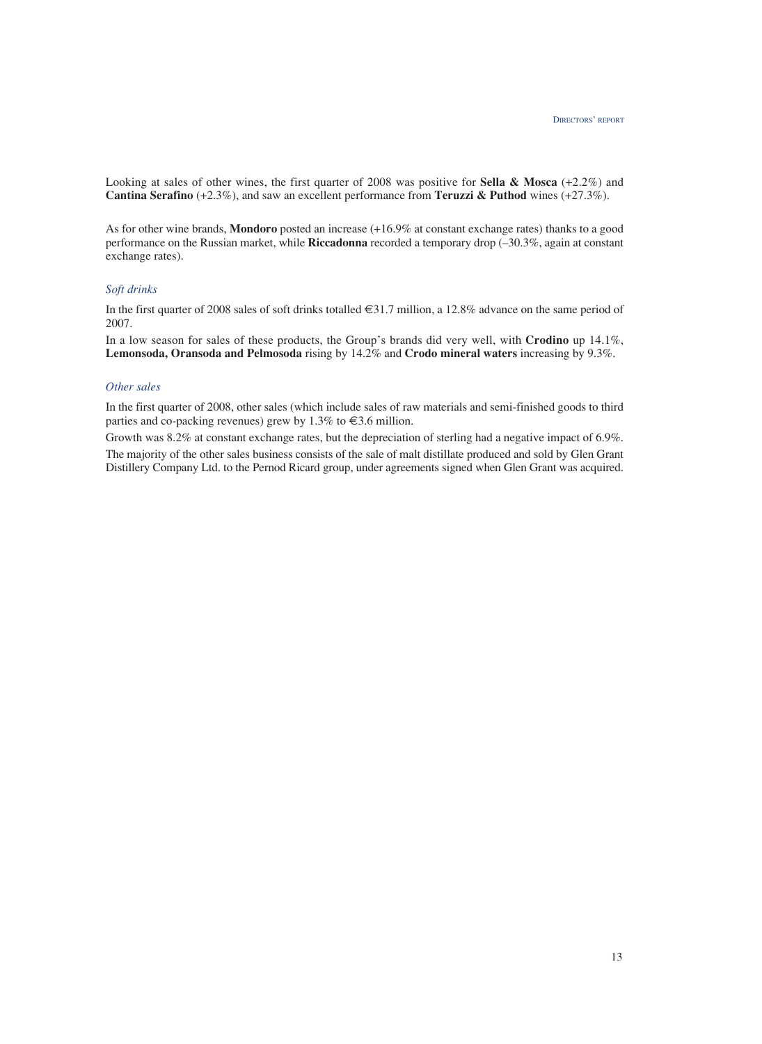Looking at sales of other wines, the first quarter of 2008 was positive for **Sella & Mosca** (+2.2%) and **Cantina Serafino** (+2.3%), and saw an excellent performance from **Teruzzi & Puthod** wines (+27.3%).

As for other wine brands, **Mondoro** posted an increase (+16.9% at constant exchange rates) thanks to a good performance on the Russian market, while **Riccadonna** recorded a temporary drop (–30.3%, again at constant exchange rates).

### *Soft drinks*

In the first quarter of 2008 sales of soft drinks totalled €31.7 million, a 12.8% advance on the same period of 2007.

In a low season for sales of these products, the Group's brands did very well, with **Crodino** up 14.1%, **Lemonsoda, Oransoda and Pelmosoda** rising by 14.2% and **Crodo mineral waters** increasing by 9.3%.

### *Other sales*

In the first quarter of 2008, other sales (which include sales of raw materials and semi-finished goods to third parties and co-packing revenues) grew by 1.3% to €3.6 million.

Growth was 8.2% at constant exchange rates, but the depreciation of sterling had a negative impact of 6.9%.

The majority of the other sales business consists of the sale of malt distillate produced and sold by Glen Grant Distillery Company Ltd. to the Pernod Ricard group, under agreements signed when Glen Grant was acquired.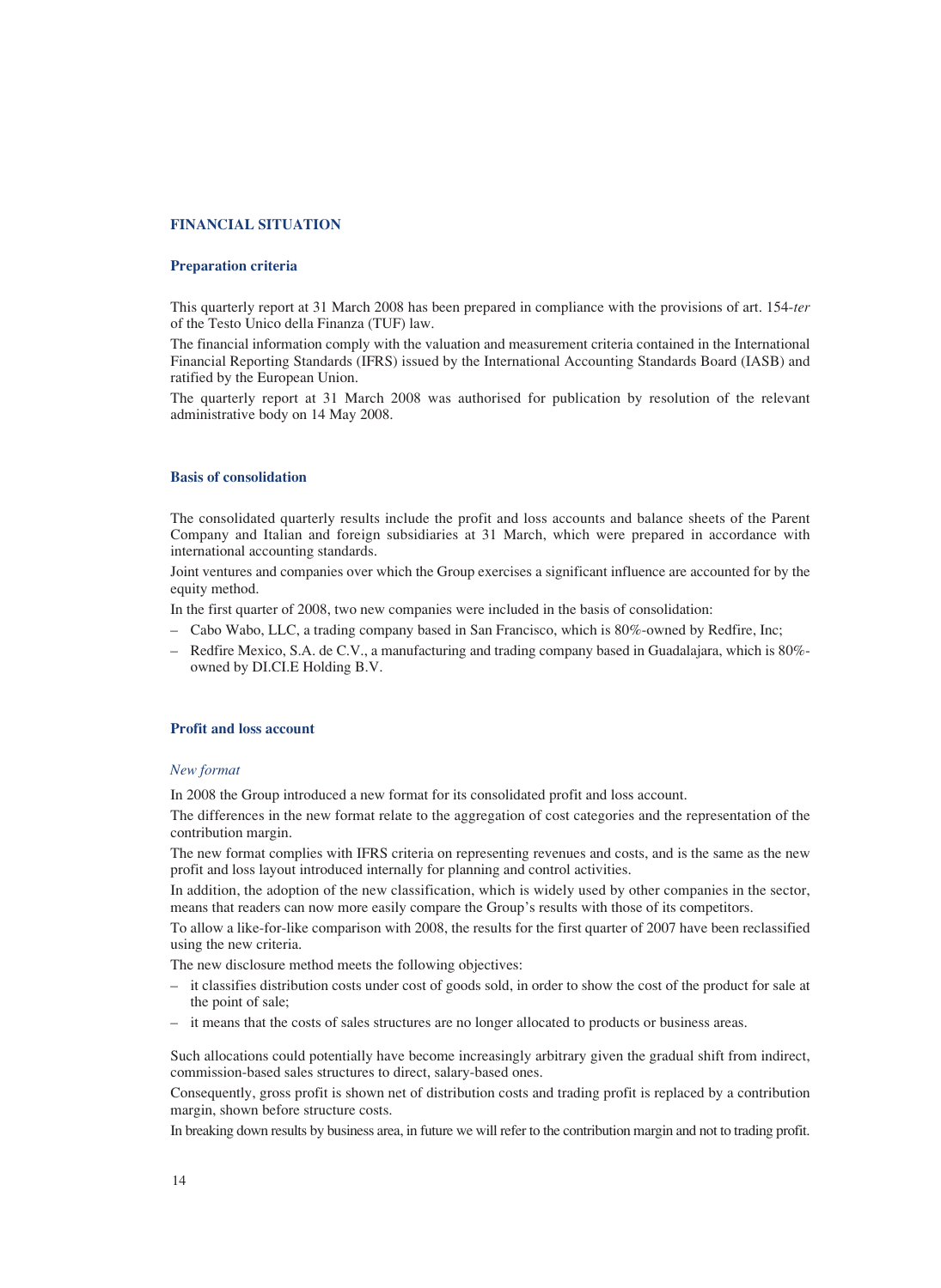## FINANCIAL SITUATION

### Preparation criteria

This quarterly report at 31 March 2008 has been prepared in compliance with the provisions of art. 154-*ter* of the Testo Unico della Finanza (TUF) law.

The financial information comply with the valuation and measurement criteria contained in the International Financial Reporting Standards (IFRS) issued by the International Accounting Standards Board (IASB) and ratified by the European Union.

The quarterly report at 31 March 2008 was authorised for publication by resolution of the relevant administrative body on 14 May 2008.

### Basis of consolidation

The consolidated quarterly results include the profit and loss accounts and balance sheets of the Parent Company and Italian and foreign subsidiaries at 31 March, which were prepared in accordance with international accounting standards.

Joint ventures and companies over which the Group exercises a significant influence are accounted for by the equity method.

In the first quarter of 2008, two new companies were included in the basis of consolidation:

- Cabo Wabo, LLC, a trading company based in San Francisco, which is 80%-owned by Redfire, Inc;
- Redfire Mexico, S.A. de C.V., a manufacturing and trading company based in Guadalajara, which is 80%-owned by DI.CI.E Holding B.V.

### Profit and loss account

#### *New format*

In 2008 the Group introduced a new format for its consolidated profit and loss account.

The differences in the new format relate to the aggregation of cost categories and the representation of the contribution margin.

The new format complies with IFRS criteria on representing revenues and costs, and is the same as the new profit and loss layout introduced internally for planning and control activities.

In addition, the adoption of the new classification, which is widely used by other companies in the sector, means that readers can now more easily compare the Group's results with those of its competitors.

To allow a like-for-like comparison with 2008, the results for the first quarter of 2007 have been reclassified using the new criteria.

The new disclosure method meets the following objectives:

- it classifies distribution costs under cost of goods sold, in order to show the cost of the product for sale at the point of sale;
- it means that the costs of sales structures are no longer allocated to products or business areas.

Such allocations could potentially have become increasingly arbitrary given the gradual shift from indirect, commission-based sales structures to direct, salary-based ones.

Consequently, gross profit is shown net of distribution costs and trading profit is replaced by a contribution margin, shown before structure costs.

In breaking down results by business area, in future we will refer to the contribution margin and not to trading profit.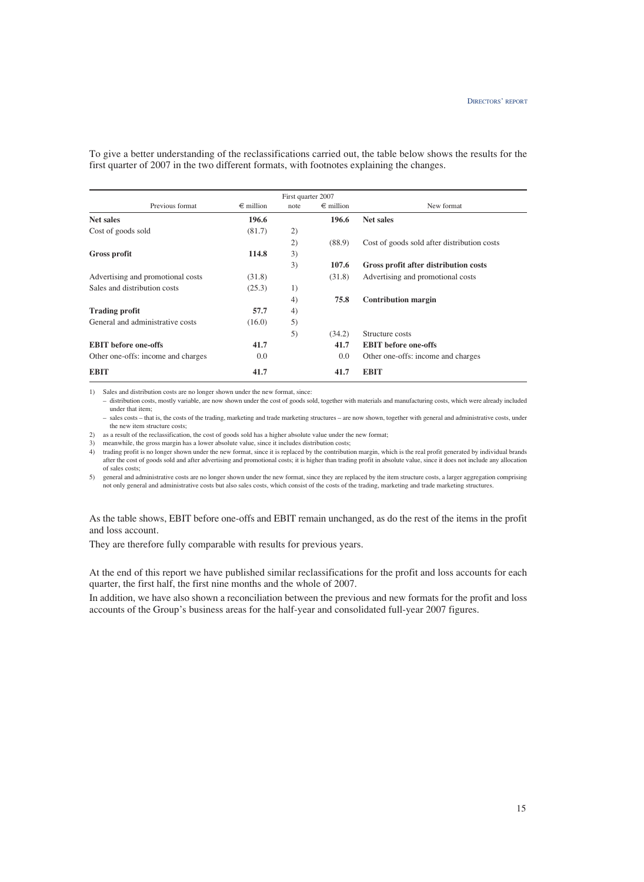To give a better understanding of the reclassifications carried out, the table below shows the results for the first quarter of 2007 in the two different formats, with footnotes explaining the changes.

| | First quarter 2007 | | | |
|---|---|---|---|---|
| Previous format | € million | note | € million | New format |
| **Net sales** | **196.6** | | **196.6** | **Net sales** |
| Cost of goods sold | (81.7) | 2) | | |
| | | 2) | (88.9) | Cost of goods sold after distribution costs |
| **Gross profit** | **114.8** | 3) | | |
| | | 3) | **107.6** | **Gross profit after distribution costs** |
| Advertising and promotional costs | (31.8) | | (31.8) | Advertising and promotional costs |
| Sales and distribution costs | (25.3) | 1) | | |
| | | 4) | **75.8** | **Contribution margin** |
| **Trading profit** | **57.7** | 4) | | |
| General and administrative costs | (16.0) | 5) | | |
| | | 5) | (34.2) | Structure costs |
| **EBIT before one-offs** | **41.7** | | **41.7** | **EBIT before one-offs** |
| Other one-offs: income and charges | 0.0 | | 0.0 | Other one-offs: income and charges |
| **EBIT** | **41.7** | | **41.7** | **EBIT** |

1) Sales and distribution costs are no longer shown under the new format, since:
   – distribution costs, mostly variable, are now shown under the cost of goods sold, together with materials and manufacturing costs, which were already included under that item;
   – sales costs – that is, the costs of the trading, marketing and trade marketing structures – are now shown, together with general and administrative costs, under the new item structure costs;

2) as a result of the reclassification, the cost of goods sold has a higher absolute value under the new format;

3) meanwhile, the gross margin has a lower absolute value, since it includes distribution costs;

4) trading profit is no longer shown under the new format, since it is replaced by the contribution margin, which is the real profit generated by individual brands after the cost of goods sold and after advertising and promotional costs; it is higher than trading profit in absolute value, since it does not include any allocation of sales costs;

5) general and administrative costs are no longer shown under the new format, since they are replaced by the item structure costs, a larger aggregation comprising not only general and administrative costs but also sales costs, which consist of the costs of the trading, marketing and trade marketing structures.

As the table shows, EBIT before one-offs and EBIT remain unchanged, as do the rest of the items in the profit and loss account.

They are therefore fully comparable with results for previous years.

At the end of this report we have published similar reclassifications for the profit and loss accounts for each quarter, the first half, the first nine months and the whole of 2007.

In addition, we have also shown a reconciliation between the previous and new formats for the profit and loss accounts of the Group's business areas for the half-year and consolidated full-year 2007 figures.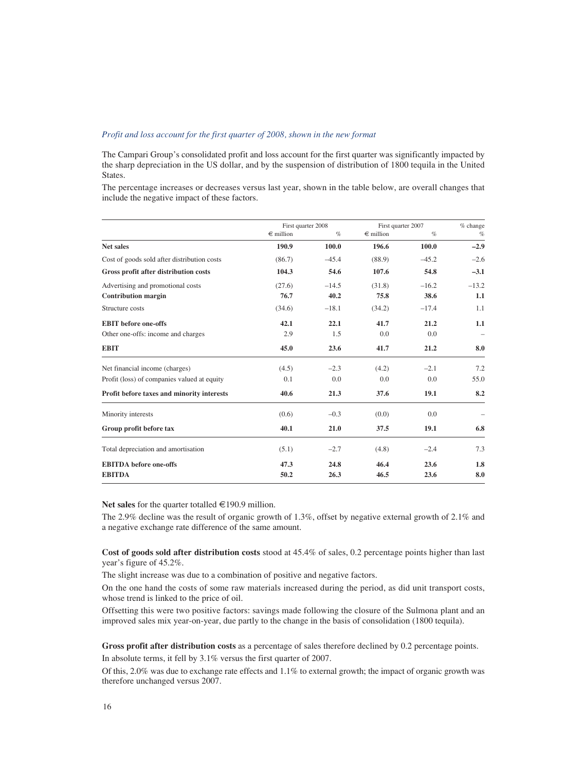*Profit and loss account for the first quarter of 2008, shown in the new format*

The Campari Group's consolidated profit and loss account for the first quarter was significantly impacted by the sharp depreciation in the US dollar, and by the suspension of distribution of 1800 tequila in the United States.

The percentage increases or decreases versus last year, shown in the table below, are overall changes that include the negative impact of these factors.

| | First quarter 2008 | | First quarter 2007 | | % change |
|---|---|---|---|---|---|
| | € million | % | € million | % | % |
| **Net sales** | **190.9** | **100.0** | **196.6** | **100.0** | **–2.9** |
| Cost of goods sold after distribution costs | (86.7) | –45.4 | (88.9) | –45.2 | –2.6 |
| **Gross profit after distribution costs** | **104.3** | **54.6** | **107.6** | **54.8** | **–3.1** |
| Advertising and promotional costs | (27.6) | –14.5 | (31.8) | –16.2 | –13.2 |
| **Contribution margin** | **76.7** | **40.2** | **75.8** | **38.6** | **1.1** |
| Structure costs | (34.6) | –18.1 | (34.2) | –17.4 | 1.1 |
| **EBIT before one-offs** | **42.1** | **22.1** | **41.7** | **21.2** | **1.1** |
| Other one-offs: income and charges | 2.9 | 1.5 | 0.0 | 0.0 | – |
| **EBIT** | **45.0** | **23.6** | **41.7** | **21.2** | **8.0** |
| Net financial income (charges) | (4.5) | –2.3 | (4.2) | –2.1 | 7.2 |
| Profit (loss) of companies valued at equity | 0.1 | 0.0 | 0.0 | 0.0 | 55.0 |
| **Profit before taxes and minority interests** | **40.6** | **21.3** | **37.6** | **19.1** | **8.2** |
| Minority interests | (0.6) | –0.3 | (0.0) | 0.0 | – |
| **Group profit before tax** | **40.1** | **21.0** | **37.5** | **19.1** | **6.8** |
| Total depreciation and amortisation | (5.1) | –2.7 | (4.8) | –2.4 | 7.3 |
| **EBITDA before one-offs** | **47.3** | **24.8** | **46.4** | **23.6** | **1.8** |
| **EBITDA** | **50.2** | **26.3** | **46.5** | **23.6** | **8.0** |

**Net sales** for the quarter totalled €190.9 million.

The 2.9% decline was the result of organic growth of 1.3%, offset by negative external growth of 2.1% and a negative exchange rate difference of the same amount.

**Cost of goods sold after distribution costs** stood at 45.4% of sales, 0.2 percentage points higher than last year's figure of 45.2%.

The slight increase was due to a combination of positive and negative factors.

On the one hand the costs of some raw materials increased during the period, as did unit transport costs, whose trend is linked to the price of oil.

Offsetting this were two positive factors: savings made following the closure of the Sulmona plant and an improved sales mix year-on-year, due partly to the change in the basis of consolidation (1800 tequila).

**Gross profit after distribution costs** as a percentage of sales therefore declined by 0.2 percentage points.

In absolute terms, it fell by 3.1% versus the first quarter of 2007.

Of this, 2.0% was due to exchange rate effects and 1.1% to external growth; the impact of organic growth was therefore unchanged versus 2007.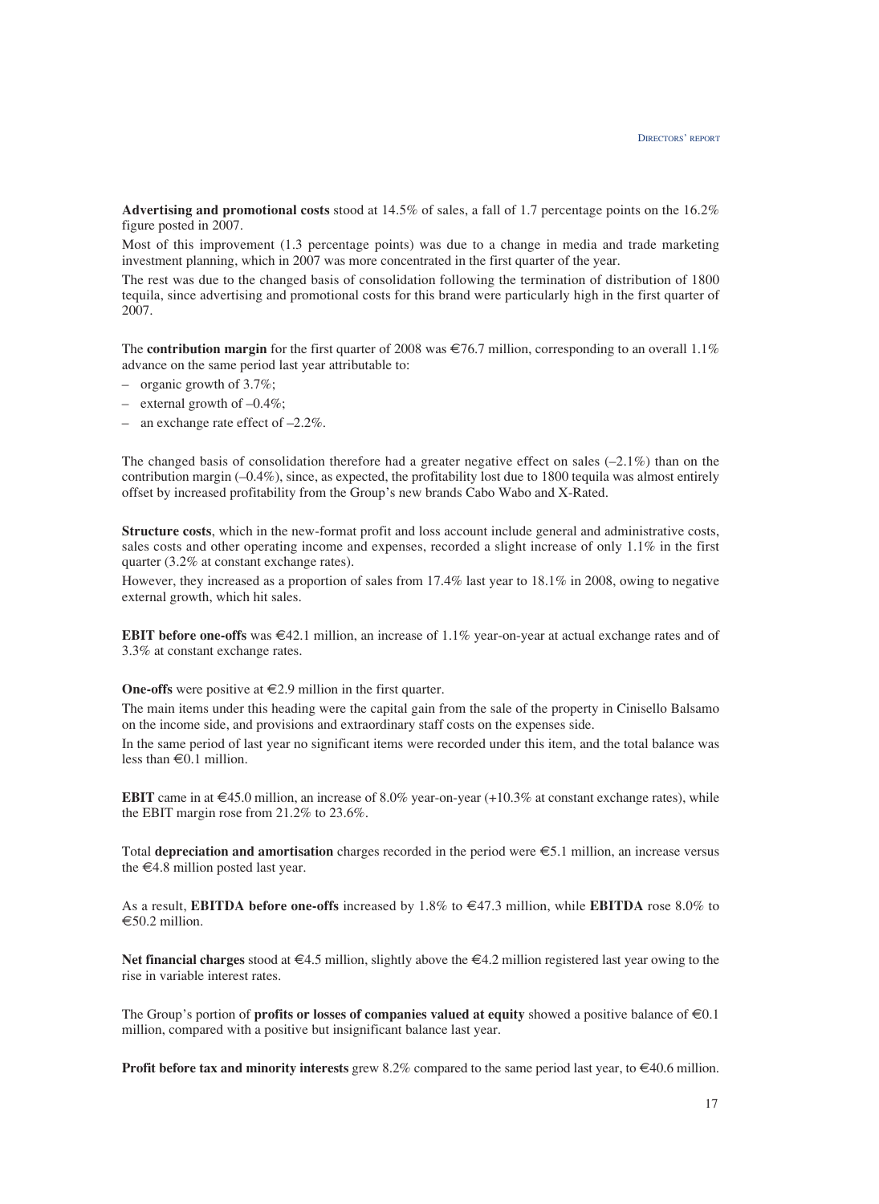**Advertising and promotional costs** stood at 14.5% of sales, a fall of 1.7 percentage points on the 16.2% figure posted in 2007.

Most of this improvement (1.3 percentage points) was due to a change in media and trade marketing investment planning, which in 2007 was more concentrated in the first quarter of the year.

The rest was due to the changed basis of consolidation following the termination of distribution of 1800 tequila, since advertising and promotional costs for this brand were particularly high in the first quarter of 2007.

The **contribution margin** for the first quarter of 2008 was €76.7 million, corresponding to an overall 1.1% advance on the same period last year attributable to:

- organic growth of 3.7%;
- external growth of –0.4%;
- an exchange rate effect of –2.2%.

The changed basis of consolidation therefore had a greater negative effect on sales (–2.1%) than on the contribution margin (–0.4%), since, as expected, the profitability lost due to 1800 tequila was almost entirely offset by increased profitability from the Group's new brands Cabo Wabo and X-Rated.

**Structure costs**, which in the new-format profit and loss account include general and administrative costs, sales costs and other operating income and expenses, recorded a slight increase of only 1.1% in the first quarter (3.2% at constant exchange rates).

However, they increased as a proportion of sales from 17.4% last year to 18.1% in 2008, owing to negative external growth, which hit sales.

**EBIT before one-offs** was €42.1 million, an increase of 1.1% year-on-year at actual exchange rates and of 3.3% at constant exchange rates.

**One-offs** were positive at €2.9 million in the first quarter.

The main items under this heading were the capital gain from the sale of the property in Cinisello Balsamo on the income side, and provisions and extraordinary staff costs on the expenses side.

In the same period of last year no significant items were recorded under this item, and the total balance was less than €0.1 million.

**EBIT** came in at €45.0 million, an increase of 8.0% year-on-year (+10.3% at constant exchange rates), while the EBIT margin rose from 21.2% to 23.6%.

Total **depreciation and amortisation** charges recorded in the period were €5.1 million, an increase versus the €4.8 million posted last year.

As a result, **EBITDA before one-offs** increased by 1.8% to €47.3 million, while **EBITDA** rose 8.0% to €50.2 million.

**Net financial charges** stood at €4.5 million, slightly above the €4.2 million registered last year owing to the rise in variable interest rates.

The Group's portion of **profits or losses of companies valued at equity** showed a positive balance of €0.1 million, compared with a positive but insignificant balance last year.

**Profit before tax and minority interests** grew 8.2% compared to the same period last year, to €40.6 million.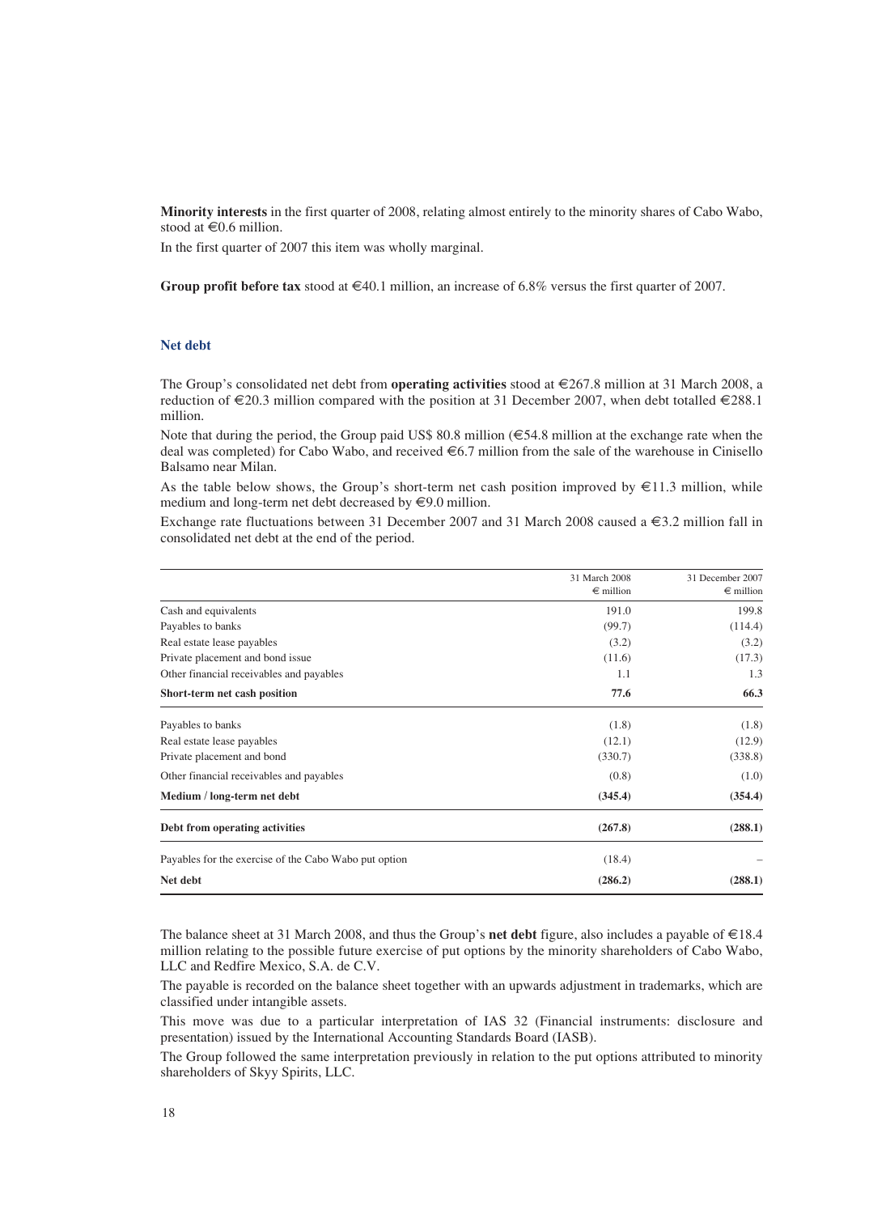**Minority interests** in the first quarter of 2008, relating almost entirely to the minority shares of Cabo Wabo, stood at €0.6 million.

In the first quarter of 2007 this item was wholly marginal.

**Group profit before tax** stood at €40.1 million, an increase of 6.8% versus the first quarter of 2007.

## Net debt

The Group's consolidated net debt from **operating activities** stood at €267.8 million at 31 March 2008, a reduction of €20.3 million compared with the position at 31 December 2007, when debt totalled €288.1 million.

Note that during the period, the Group paid US$ 80.8 million (€54.8 million at the exchange rate when the deal was completed) for Cabo Wabo, and received €6.7 million from the sale of the warehouse in Cinisello Balsamo near Milan.

As the table below shows, the Group's short-term net cash position improved by €11.3 million, while medium and long-term net debt decreased by €9.0 million.

Exchange rate fluctuations between 31 December 2007 and 31 March 2008 caused a €3.2 million fall in consolidated net debt at the end of the period.

| | 31 March 2008<br>€ million | 31 December 2007<br>€ million |
|---|---|---|
| Cash and equivalents | 191.0 | 199.8 |
| Payables to banks | (99.7) | (114.4) |
| Real estate lease payables | (3.2) | (3.2) |
| Private placement and bond issue | (11.6) | (17.3) |
| Other financial receivables and payables | 1.1 | 1.3 |
| **Short-term net cash position** | **77.6** | **66.3** |
| Payables to banks | (1.8) | (1.8) |
| Real estate lease payables | (12.1) | (12.9) |
| Private placement and bond | (330.7) | (338.8) |
| Other financial receivables and payables | (0.8) | (1.0) |
| **Medium / long-term net debt** | **(345.4)** | **(354.4)** |
| **Debt from operating activities** | **(267.8)** | **(288.1)** |
| Payables for the exercise of the Cabo Wabo put option | (18.4) | – |
| **Net debt** | **(286.2)** | **(288.1)** |

The balance sheet at 31 March 2008, and thus the Group's **net debt** figure, also includes a payable of €18.4 million relating to the possible future exercise of put options by the minority shareholders of Cabo Wabo, LLC and Redfire Mexico, S.A. de C.V.

The payable is recorded on the balance sheet together with an upwards adjustment in trademarks, which are classified under intangible assets.

This move was due to a particular interpretation of IAS 32 (Financial instruments: disclosure and presentation) issued by the International Accounting Standards Board (IASB).

The Group followed the same interpretation previously in relation to the put options attributed to minority shareholders of Skyy Spirits, LLC.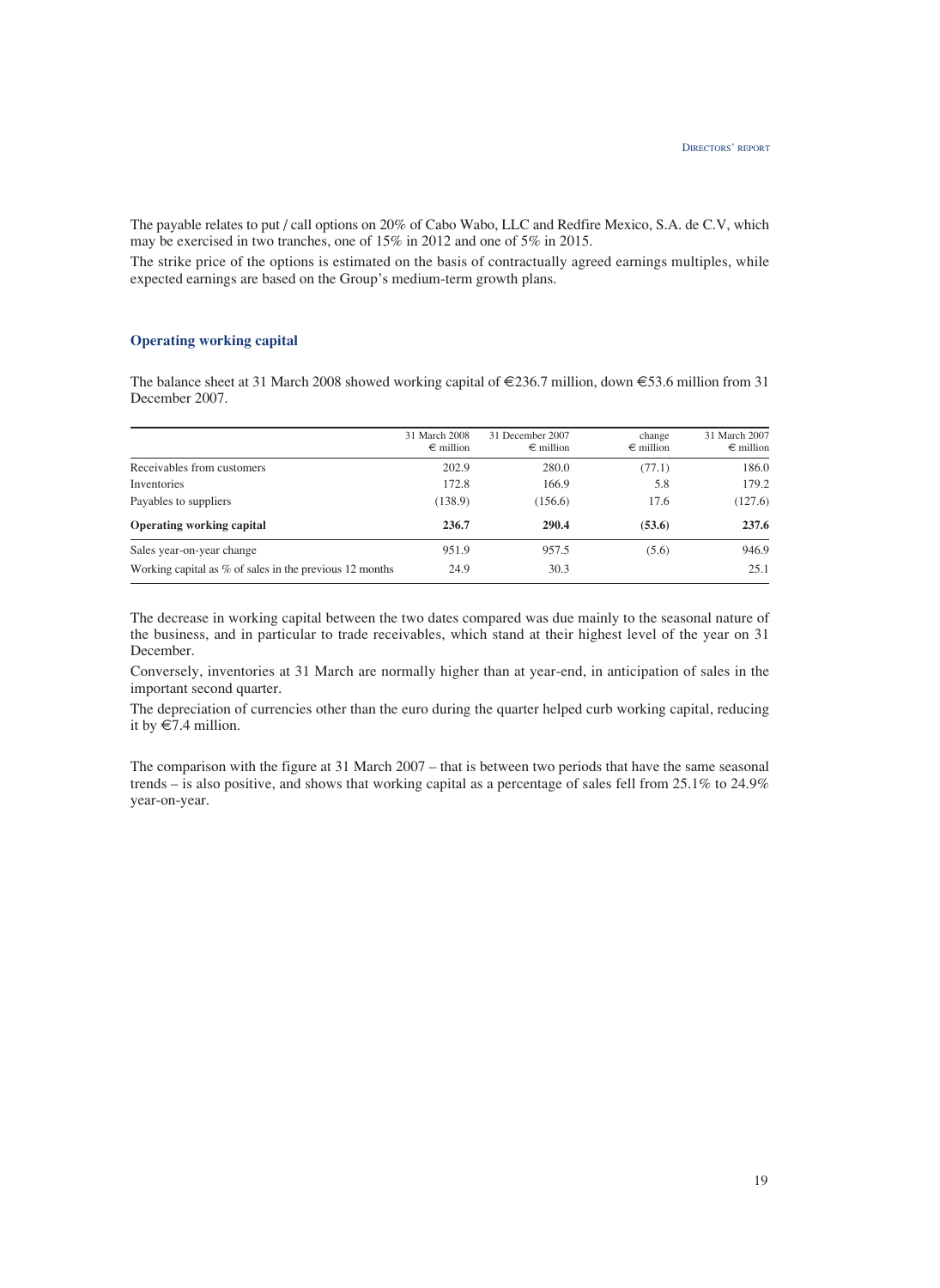The payable relates to put / call options on 20% of Cabo Wabo, LLC and Redfire Mexico, S.A. de C.V, which may be exercised in two tranches, one of 15% in 2012 and one of 5% in 2015.

The strike price of the options is estimated on the basis of contractually agreed earnings multiples, while expected earnings are based on the Group's medium-term growth plans.

## Operating working capital

The balance sheet at 31 March 2008 showed working capital of €236.7 million, down €53.6 million from 31 December 2007.

| | 31 March 2008 € million | 31 December 2007 € million | change € million | 31 March 2007 € million |
|---|---|---|---|---|
| Receivables from customers | 202.9 | 280.0 | (77.1) | 186.0 |
| Inventories | 172.8 | 166.9 | 5.8 | 179.2 |
| Payables to suppliers | (138.9) | (156.6) | 17.6 | (127.6) |
| **Operating working capital** | **236.7** | **290.4** | **(53.6)** | **237.6** |
| Sales year-on-year change | 951.9 | 957.5 | (5.6) | 946.9 |
| Working capital as % of sales in the previous 12 months | 24.9 | 30.3 | | 25.1 |

The decrease in working capital between the two dates compared was due mainly to the seasonal nature of the business, and in particular to trade receivables, which stand at their highest level of the year on 31 December.

Conversely, inventories at 31 March are normally higher than at year-end, in anticipation of sales in the important second quarter.

The depreciation of currencies other than the euro during the quarter helped curb working capital, reducing it by €7.4 million.

The comparison with the figure at 31 March 2007 – that is between two periods that have the same seasonal trends – is also positive, and shows that working capital as a percentage of sales fell from 25.1% to 24.9% year-on-year.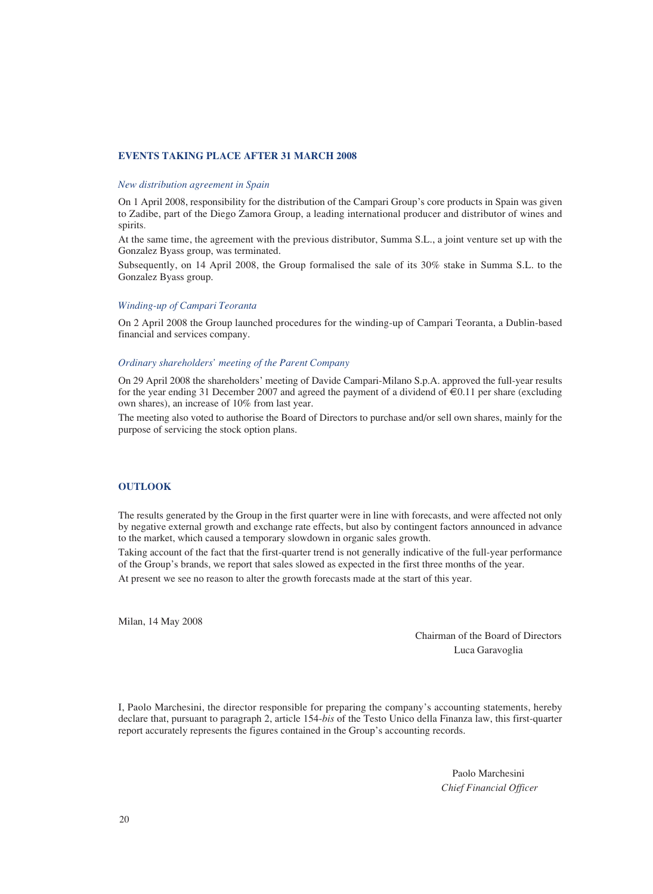## EVENTS TAKING PLACE AFTER 31 MARCH 2008

### *New distribution agreement in Spain*

On 1 April 2008, responsibility for the distribution of the Campari Group's core products in Spain was given to Zadibe, part of the Diego Zamora Group, a leading international producer and distributor of wines and spirits.

At the same time, the agreement with the previous distributor, Summa S.L., a joint venture set up with the Gonzalez Byass group, was terminated.

Subsequently, on 14 April 2008, the Group formalised the sale of its 30% stake in Summa S.L. to the Gonzalez Byass group.

### *Winding-up of Campari Teoranta*

On 2 April 2008 the Group launched procedures for the winding-up of Campari Teoranta, a Dublin-based financial and services company.

### *Ordinary shareholders' meeting of the Parent Company*

On 29 April 2008 the shareholders' meeting of Davide Campari-Milano S.p.A. approved the full-year results for the year ending 31 December 2007 and agreed the payment of a dividend of €0.11 per share (excluding own shares), an increase of 10% from last year.

The meeting also voted to authorise the Board of Directors to purchase and/or sell own shares, mainly for the purpose of servicing the stock option plans.

## OUTLOOK

The results generated by the Group in the first quarter were in line with forecasts, and were affected not only by negative external growth and exchange rate effects, but also by contingent factors announced in advance to the market, which caused a temporary slowdown in organic sales growth.

Taking account of the fact that the first-quarter trend is not generally indicative of the full-year performance of the Group's brands, we report that sales slowed as expected in the first three months of the year.

At present we see no reason to alter the growth forecasts made at the start of this year.

Milan, 14 May 2008

Chairman of the Board of Directors
Luca Garavoglia

I, Paolo Marchesini, the director responsible for preparing the company's accounting statements, hereby declare that, pursuant to paragraph 2, article 154-*bis* of the Testo Unico della Finanza law, this first-quarter report accurately represents the figures contained in the Group's accounting records.

Paolo Marchesini
*Chief Financial Officer*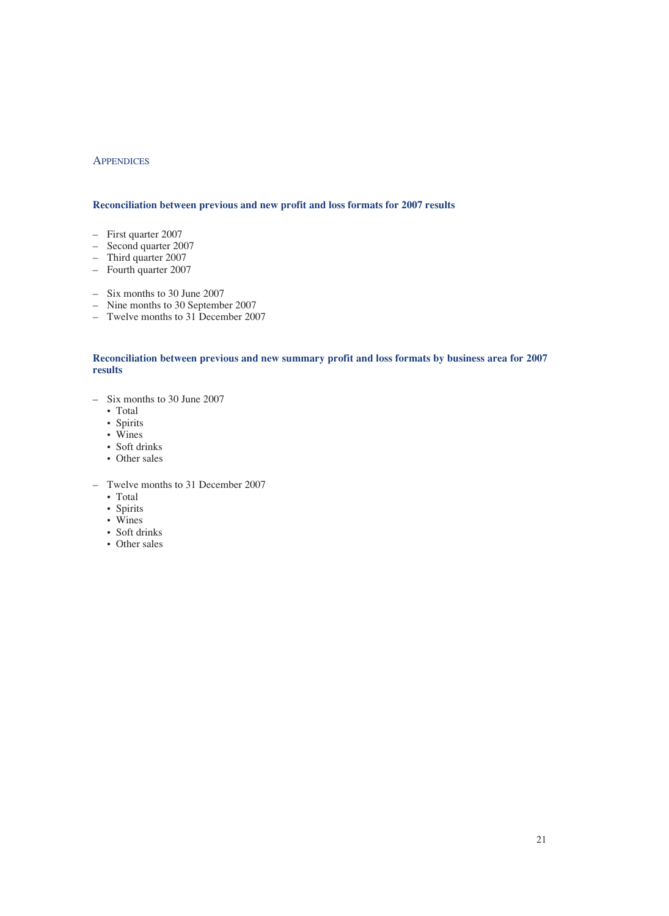## APPENDICES

### Reconciliation between previous and new profit and loss formats for 2007 results

- First quarter 2007
- Second quarter 2007
- Third quarter 2007
- Fourth quarter 2007

- Six months to 30 June 2007
- Nine months to 30 September 2007
- Twelve months to 31 December 2007

### Reconciliation between previous and new summary profit and loss formats by business area for 2007 results

- Six months to 30 June 2007
  - Total
  - Spirits
  - Wines
  - Soft drinks
  - Other sales

- Twelve months to 31 December 2007
  - Total
  - Spirits
  - Wines
  - Soft drinks
  - Other sales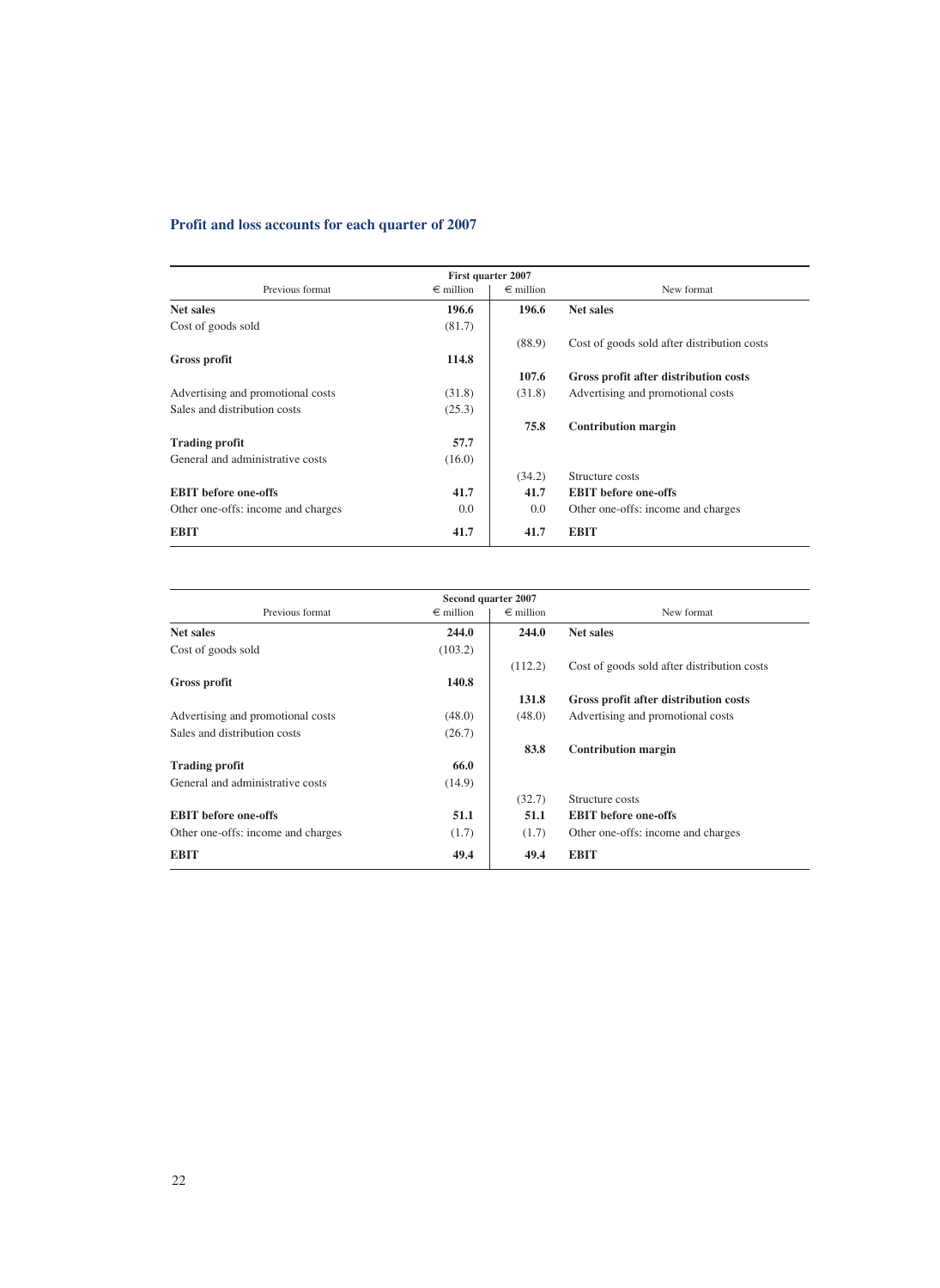## Profit and loss accounts for each quarter of 2007

| Previous format | First quarter 2007 € million | € million | New format |
|---|---|---|---|
| **Net sales** | **196.6** | **196.6** | **Net sales** |
| Cost of goods sold | (81.7) | | |
| | | (88.9) | Cost of goods sold after distribution costs |
| **Gross profit** | **114.8** | | |
| | | **107.6** | **Gross profit after distribution costs** |
| Advertising and promotional costs | (31.8) | (31.8) | Advertising and promotional costs |
| Sales and distribution costs | (25.3) | | |
| | | **75.8** | **Contribution margin** |
| **Trading profit** | **57.7** | | |
| General and administrative costs | (16.0) | | |
| | | (34.2) | Structure costs |
| **EBIT before one-offs** | **41.7** | **41.7** | **EBIT before one-offs** |
| Other one-offs: income and charges | 0.0 | 0.0 | Other one-offs: income and charges |
| **EBIT** | **41.7** | **41.7** | **EBIT** |

| Previous format | Second quarter 2007 € million | € million | New format |
|---|---|---|---|
| **Net sales** | **244.0** | **244.0** | **Net sales** |
| Cost of goods sold | (103.2) | | |
| | | (112.2) | Cost of goods sold after distribution costs |
| **Gross profit** | **140.8** | | |
| | | **131.8** | **Gross profit after distribution costs** |
| Advertising and promotional costs | (48.0) | (48.0) | Advertising and promotional costs |
| Sales and distribution costs | (26.7) | | |
| | | **83.8** | **Contribution margin** |
| **Trading profit** | **66.0** | | |
| General and administrative costs | (14.9) | | |
| | | (32.7) | Structure costs |
| **EBIT before one-offs** | **51.1** | **51.1** | **EBIT before one-offs** |
| Other one-offs: income and charges | (1.7) | (1.7) | Other one-offs: income and charges |
| **EBIT** | **49.4** | **49.4** | **EBIT** |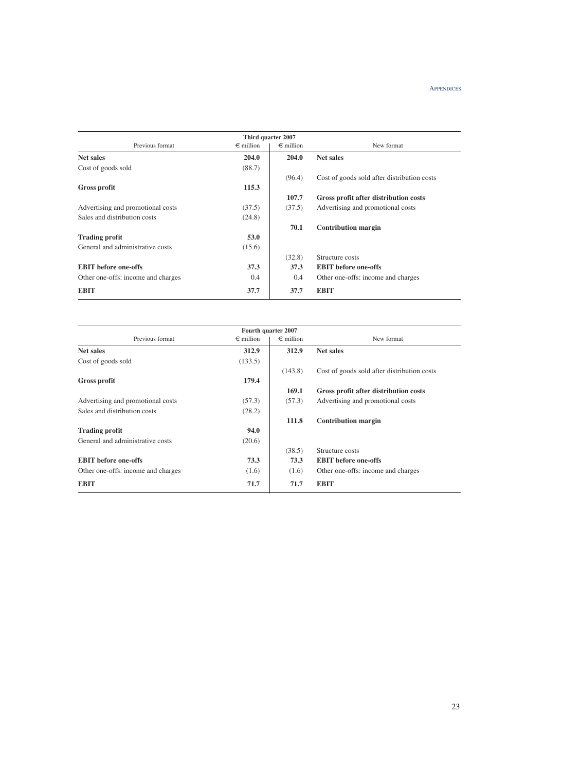| Previous format | Third quarter 2007 € million | € million | New format |
|---|---|---|---|
| **Net sales** | **204.0** | **204.0** | **Net sales** |
| Cost of goods sold | (88.7) | | |
| | | (96.4) | Cost of goods sold after distribution costs |
| **Gross profit** | **115.3** | | |
| | | **107.7** | **Gross profit after distribution costs** |
| Advertising and promotional costs | (37.5) | (37.5) | Advertising and promotional costs |
| Sales and distribution costs | (24.8) | | |
| | | **70.1** | **Contribution margin** |
| **Trading profit** | **53.0** | | |
| General and administrative costs | (15.6) | | |
| | | (32.8) | Structure costs |
| **EBIT before one-offs** | **37.3** | **37.3** | **EBIT before one-offs** |
| Other one-offs: income and charges | 0.4 | 0.4 | Other one-offs: income and charges |
| **EBIT** | **37.7** | **37.7** | **EBIT** |

| Previous format | Fourth quarter 2007 € million | € million | New format |
|---|---|---|---|
| **Net sales** | **312.9** | **312.9** | **Net sales** |
| Cost of goods sold | (133.5) | | |
| | | (143.8) | Cost of goods sold after distribution costs |
| **Gross profit** | **179.4** | | |
| | | **169.1** | **Gross profit after distribution costs** |
| Advertising and promotional costs | (57.3) | (57.3) | Advertising and promotional costs |
| Sales and distribution costs | (28.2) | | |
| | | **111.8** | **Contribution margin** |
| **Trading profit** | **94.0** | | |
| General and administrative costs | (20.6) | | |
| | | (38.5) | Structure costs |
| **EBIT before one-offs** | **73.3** | **73.3** | **EBIT before one-offs** |
| Other one-offs: income and charges | (1.6) | (1.6) | Other one-offs: income and charges |
| **EBIT** | **71.7** | **71.7** | **EBIT** |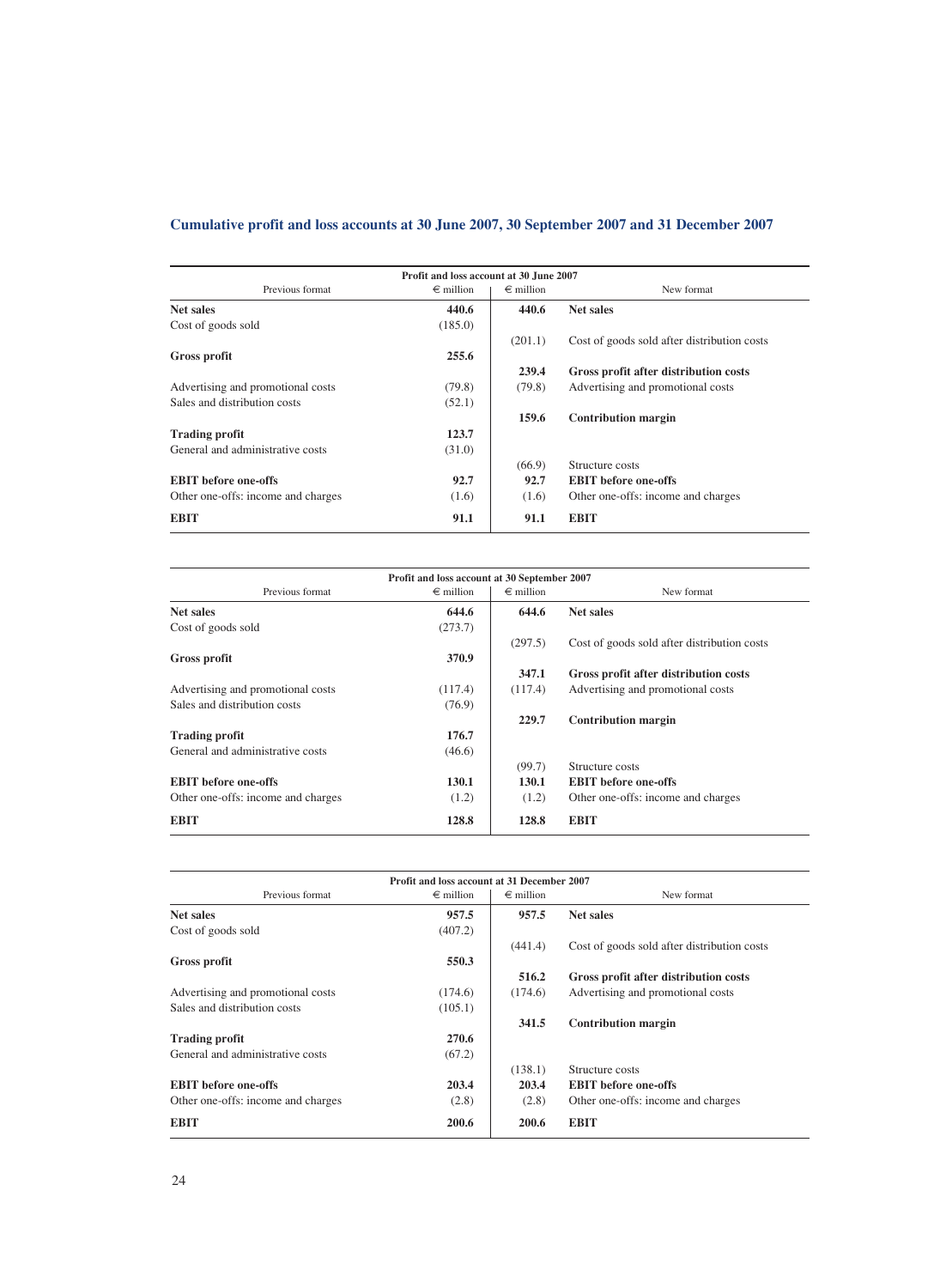## Cumulative profit and loss accounts at 30 June 2007, 30 September 2007 and 31 December 2007

| Profit and loss account at 30 June 2007 | | | |
|---|---|---|---|
| Previous format | € million | € million | New format |
| **Net sales** | **440.6** | **440.6** | **Net sales** |
| Cost of goods sold | (185.0) | | |
| | | (201.1) | Cost of goods sold after distribution costs |
| **Gross profit** | **255.6** | | |
| | | **239.4** | **Gross profit after distribution costs** |
| Advertising and promotional costs | (79.8) | (79.8) | Advertising and promotional costs |
| Sales and distribution costs | (52.1) | | |
| | | **159.6** | **Contribution margin** |
| **Trading profit** | **123.7** | | |
| General and administrative costs | (31.0) | | |
| | | (66.9) | Structure costs |
| **EBIT before one-offs** | **92.7** | **92.7** | **EBIT before one-offs** |
| Other one-offs: income and charges | (1.6) | (1.6) | Other one-offs: income and charges |
| **EBIT** | **91.1** | **91.1** | **EBIT** |

| Profit and loss account at 30 September 2007 | | | |
|---|---|---|---|
| Previous format | € million | € million | New format |
| **Net sales** | **644.6** | **644.6** | **Net sales** |
| Cost of goods sold | (273.7) | | |
| | | (297.5) | Cost of goods sold after distribution costs |
| **Gross profit** | **370.9** | | |
| | | **347.1** | **Gross profit after distribution costs** |
| Advertising and promotional costs | (117.4) | (117.4) | Advertising and promotional costs |
| Sales and distribution costs | (76.9) | | |
| | | **229.7** | **Contribution margin** |
| **Trading profit** | **176.7** | | |
| General and administrative costs | (46.6) | | |
| | | (99.7) | Structure costs |
| **EBIT before one-offs** | **130.1** | **130.1** | **EBIT before one-offs** |
| Other one-offs: income and charges | (1.2) | (1.2) | Other one-offs: income and charges |
| **EBIT** | **128.8** | **128.8** | **EBIT** |

| Profit and loss account at 31 December 2007 | | | |
|---|---|---|---|
| Previous format | € million | € million | New format |
| **Net sales** | **957.5** | **957.5** | **Net sales** |
| Cost of goods sold | (407.2) | | |
| | | (441.4) | Cost of goods sold after distribution costs |
| **Gross profit** | **550.3** | | |
| | | **516.2** | **Gross profit after distribution costs** |
| Advertising and promotional costs | (174.6) | (174.6) | Advertising and promotional costs |
| Sales and distribution costs | (105.1) | | |
| | | **341.5** | **Contribution margin** |
| **Trading profit** | **270.6** | | |
| General and administrative costs | (67.2) | | |
| | | (138.1) | Structure costs |
| **EBIT before one-offs** | **203.4** | **203.4** | **EBIT before one-offs** |
| Other one-offs: income and charges | (2.8) | (2.8) | Other one-offs: income and charges |
| **EBIT** | **200.6** | **200.6** | **EBIT** |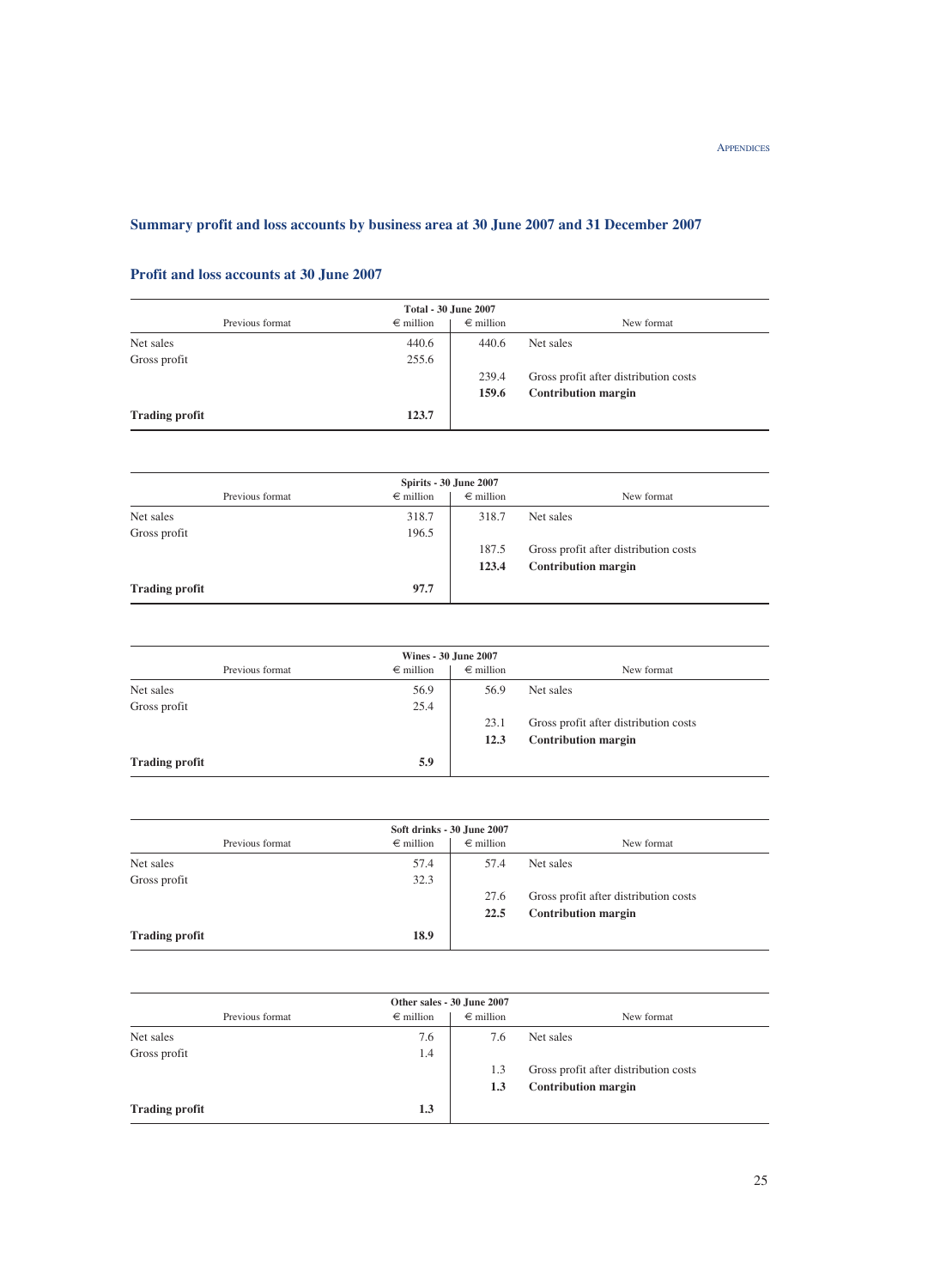## Summary profit and loss accounts by business area at 30 June 2007 and 31 December 2007

### Profit and loss accounts at 30 June 2007

| Previous format | Total - 30 June 2007<br>€ million | € million | New format |
|---|---|---|---|
| Net sales | 440.6 | 440.6 | Net sales |
| Gross profit | 255.6 | | |
| | | 239.4 | Gross profit after distribution costs |
| | | **159.6** | **Contribution margin** |
| **Trading profit** | **123.7** | | |

| Previous format | Spirits - 30 June 2007<br>€ million | € million | New format |
|---|---|---|---|
| Net sales | 318.7 | 318.7 | Net sales |
| Gross profit | 196.5 | | |
| | | 187.5 | Gross profit after distribution costs |
| | | **123.4** | **Contribution margin** |
| **Trading profit** | **97.7** | | |

| Previous format | Wines - 30 June 2007<br>€ million | € million | New format |
|---|---|---|---|
| Net sales | 56.9 | 56.9 | Net sales |
| Gross profit | 25.4 | | |
| | | 23.1 | Gross profit after distribution costs |
| | | **12.3** | **Contribution margin** |
| **Trading profit** | **5.9** | | |

| Previous format | Soft drinks - 30 June 2007<br>€ million | € million | New format |
|---|---|---|---|
| Net sales | 57.4 | 57.4 | Net sales |
| Gross profit | 32.3 | | |
| | | 27.6 | Gross profit after distribution costs |
| | | **22.5** | **Contribution margin** |
| **Trading profit** | **18.9** | | |

| Previous format | Other sales - 30 June 2007<br>€ million | € million | New format |
|---|---|---|---|
| Net sales | 7.6 | 7.6 | Net sales |
| Gross profit | 1.4 | | |
| | | 1.3 | Gross profit after distribution costs |
| | | **1.3** | **Contribution margin** |
| **Trading profit** | **1.3** | | |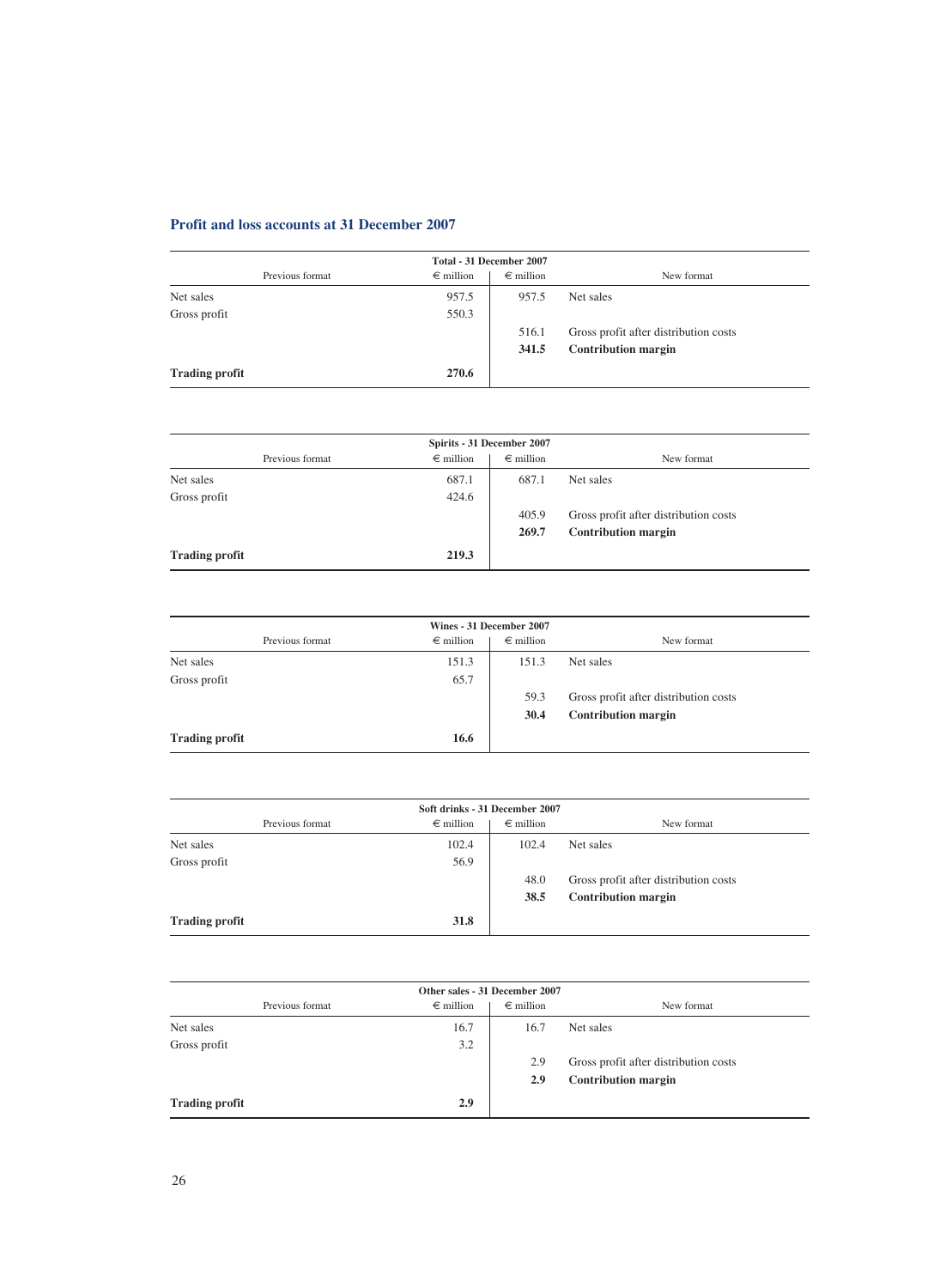## Profit and loss accounts at 31 December 2007

| Total - 31 December 2007 | | | |
|---|---|---|---|
| Previous format | € million | € million | New format |
| Net sales | 957.5 | 957.5 | Net sales |
| Gross profit | 550.3 | | |
| | | 516.1 | Gross profit after distribution costs |
| | | **341.5** | **Contribution margin** |
| **Trading profit** | **270.6** | | |

| Spirits - 31 December 2007 | | | |
|---|---|---|---|
| Previous format | € million | € million | New format |
| Net sales | 687.1 | 687.1 | Net sales |
| Gross profit | 424.6 | | |
| | | 405.9 | Gross profit after distribution costs |
| | | **269.7** | **Contribution margin** |
| **Trading profit** | **219.3** | | |

| Wines - 31 December 2007 | | | |
|---|---|---|---|
| Previous format | € million | € million | New format |
| Net sales | 151.3 | 151.3 | Net sales |
| Gross profit | 65.7 | | |
| | | 59.3 | Gross profit after distribution costs |
| | | **30.4** | **Contribution margin** |
| **Trading profit** | **16.6** | | |

| Soft drinks - 31 December 2007 | | | |
|---|---|---|---|
| Previous format | € million | € million | New format |
| Net sales | 102.4 | 102.4 | Net sales |
| Gross profit | 56.9 | | |
| | | 48.0 | Gross profit after distribution costs |
| | | **38.5** | **Contribution margin** |
| **Trading profit** | **31.8** | | |

| Other sales - 31 December 2007 | | | |
|---|---|---|---|
| Previous format | € million | € million | New format |
| Net sales | 16.7 | 16.7 | Net sales |
| Gross profit | 3.2 | | |
| | | 2.9 | Gross profit after distribution costs |
| | | **2.9** | **Contribution margin** |
| **Trading profit** | **2.9** | | |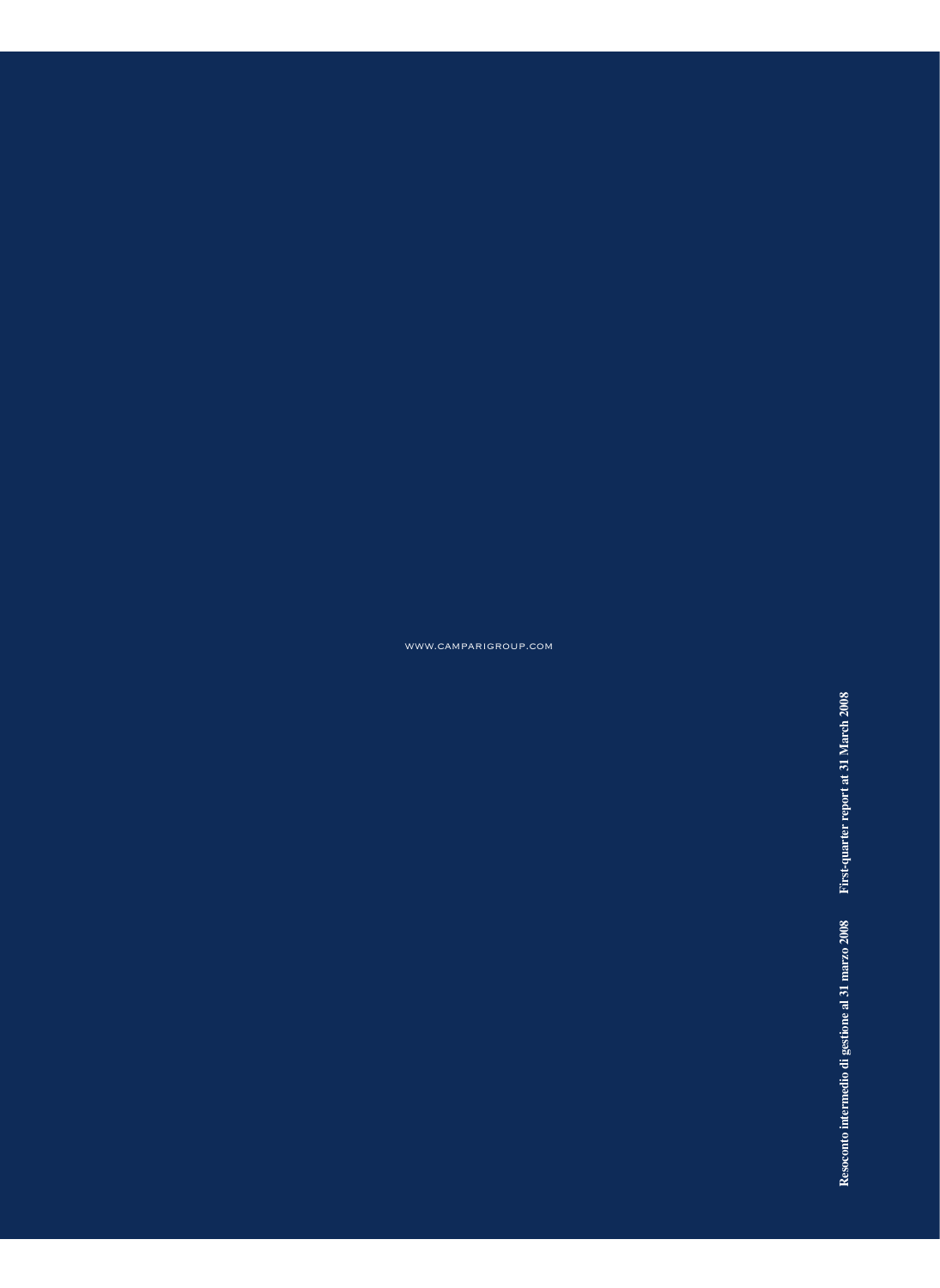WWW.CAMPARIGROUP.COM

Resoconto intermedio di gestione al 31 marzo 2008

First-quarter report at 31 March 2008